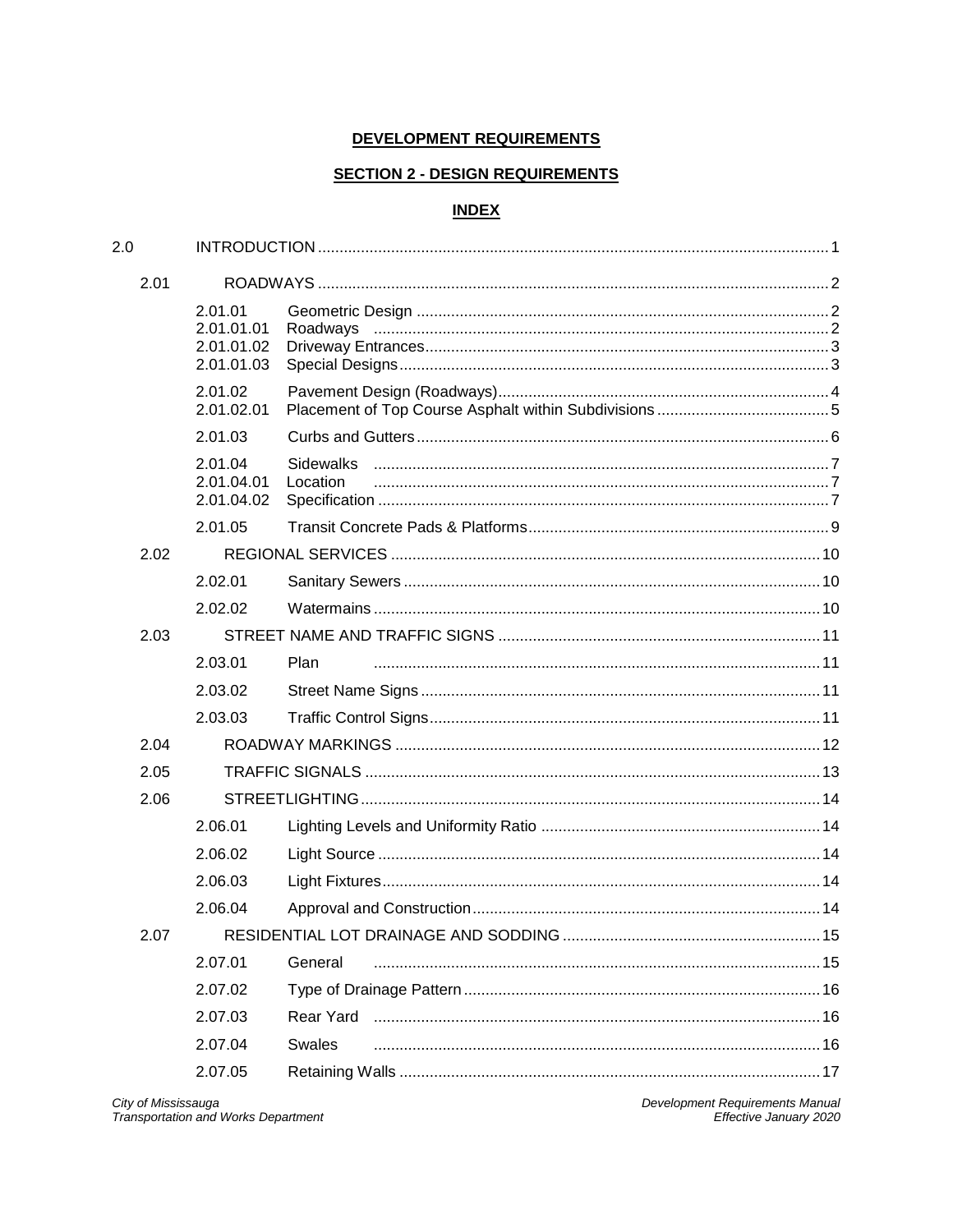# DEVELOPMENT REQUIREMENTS

## SECTION 2 - DESIGN REQUIREMENTS

### INDEX

| | | | |
|---|---|---|---|
| 2.0 | | INTRODUCTION | 1 |
| 2.01 | | ROADWAYS | 2 |
| | 2.01.01 | Geometric Design | 2 |
| | 2.01.01.01 | Roadways | 2 |
| | 2.01.01.02 | Driveway Entrances | 3 |
| | 2.01.01.03 | Special Designs | 3 |
| | 2.01.02 | Pavement Design (Roadways) | 4 |
| | 2.01.02.01 | Placement of Top Course Asphalt within Subdivisions | 5 |
| | 2.01.03 | Curbs and Gutters | 6 |
| | 2.01.04 | Sidewalks | 7 |
| | 2.01.04.01 | Location | 7 |
| | 2.01.04.02 | Specification | 7 |
| | 2.01.05 | Transit Concrete Pads & Platforms | 9 |
| 2.02 | | REGIONAL SERVICES | 10 |
| | 2.02.01 | Sanitary Sewers | 10 |
| | 2.02.02 | Watermains | 10 |
| 2.03 | | STREET NAME AND TRAFFIC SIGNS | 11 |
| | 2.03.01 | Plan | 11 |
| | 2.03.02 | Street Name Signs | 11 |
| | 2.03.03 | Traffic Control Signs | 11 |
| 2.04 | | ROADWAY MARKINGS | 12 |
| 2.05 | | TRAFFIC SIGNALS | 13 |
| 2.06 | | STREETLIGHTING | 14 |
| | 2.06.01 | Lighting Levels and Uniformity Ratio | 14 |
| | 2.06.02 | Light Source | 14 |
| | 2.06.03 | Light Fixtures | 14 |
| | 2.06.04 | Approval and Construction | 14 |
| 2.07 | | RESIDENTIAL LOT DRAINAGE AND SODDING | 15 |
| | 2.07.01 | General | 15 |
| | 2.07.02 | Type of Drainage Pattern | 16 |
| | 2.07.03 | Rear Yard | 16 |
| | 2.07.04 | Swales | 16 |
| | 2.07.05 | Retaining Walls | 17 |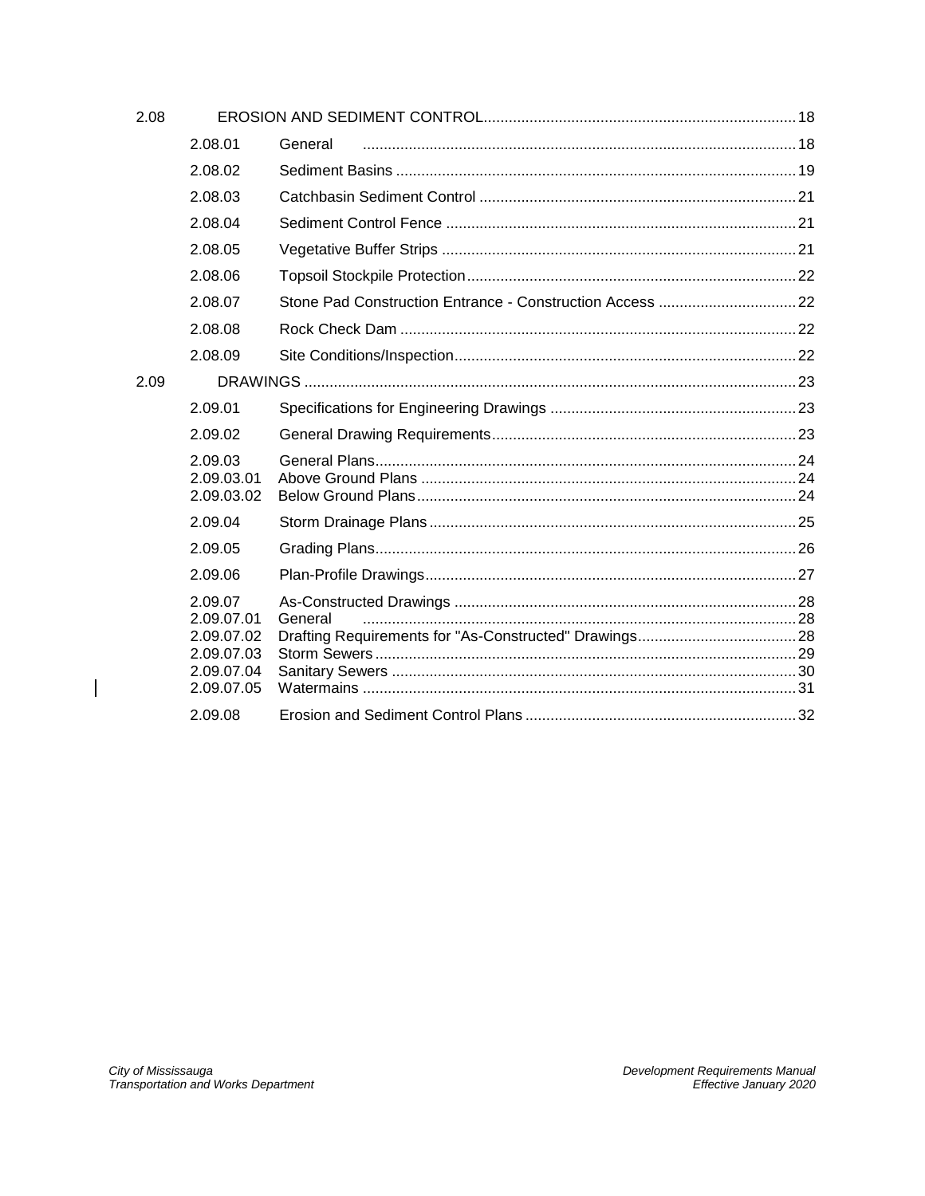| | | | |
|---|---|---|---|
| 2.08 | | EROSION AND SEDIMENT CONTROL | 18 |
| | 2.08.01 | General | 18 |
| | 2.08.02 | Sediment Basins | 19 |
| | 2.08.03 | Catchbasin Sediment Control | 21 |
| | 2.08.04 | Sediment Control Fence | 21 |
| | 2.08.05 | Vegetative Buffer Strips | 21 |
| | 2.08.06 | Topsoil Stockpile Protection | 22 |
| | 2.08.07 | Stone Pad Construction Entrance - Construction Access | 22 |
| | 2.08.08 | Rock Check Dam | 22 |
| | 2.08.09 | Site Conditions/Inspection | 22 |
| 2.09 | | DRAWINGS | 23 |
| | 2.09.01 | Specifications for Engineering Drawings | 23 |
| | 2.09.02 | General Drawing Requirements | 23 |
| | 2.09.03 | General Plans | 24 |
| | 2.09.03.01 | Above Ground Plans | 24 |
| | 2.09.03.02 | Below Ground Plans | 24 |
| | 2.09.04 | Storm Drainage Plans | 25 |
| | 2.09.05 | Grading Plans | 26 |
| | 2.09.06 | Plan-Profile Drawings | 27 |
| | 2.09.07 | As-Constructed Drawings | 28 |
| | 2.09.07.01 | General | 28 |
| | 2.09.07.02 | Drafting Requirements for "As-Constructed" Drawings | 28 |
| | 2.09.07.03 | Storm Sewers | 29 |
| | 2.09.07.04 | Sanitary Sewers | 30 |
| | 2.09.07.05 | Watermains | 31 |
| | 2.09.08 | Erosion and Sediment Control Plans | 32 |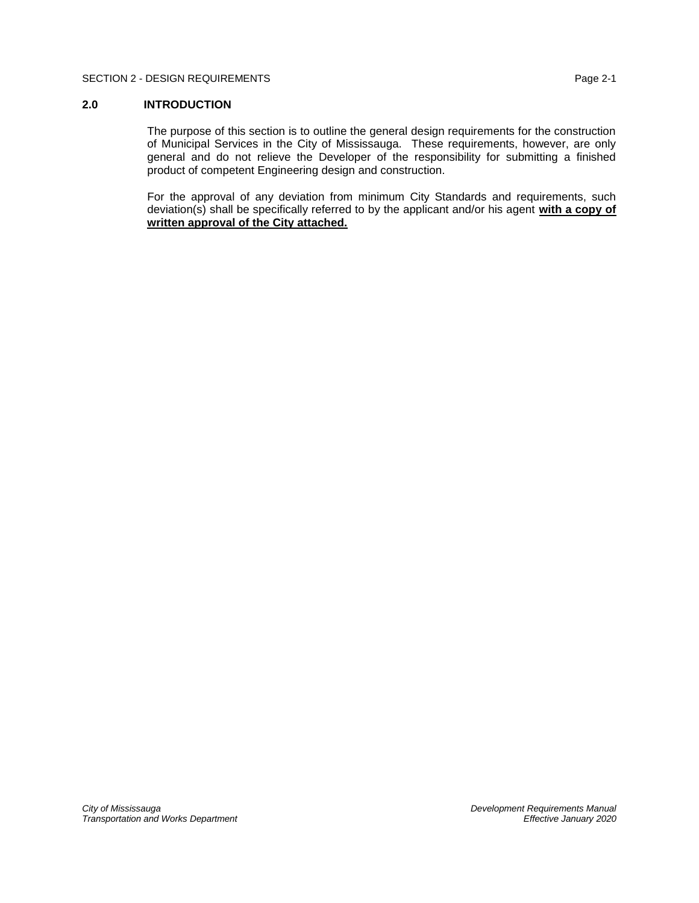## 2.0 INTRODUCTION

The purpose of this section is to outline the general design requirements for the construction of Municipal Services in the City of Mississauga. These requirements, however, are only general and do not relieve the Developer of the responsibility for submitting a finished product of competent Engineering design and construction.

For the approval of any deviation from minimum City Standards and requirements, such deviation(s) shall be specifically referred to by the applicant and/or his agent **with a copy of written approval of the City attached.**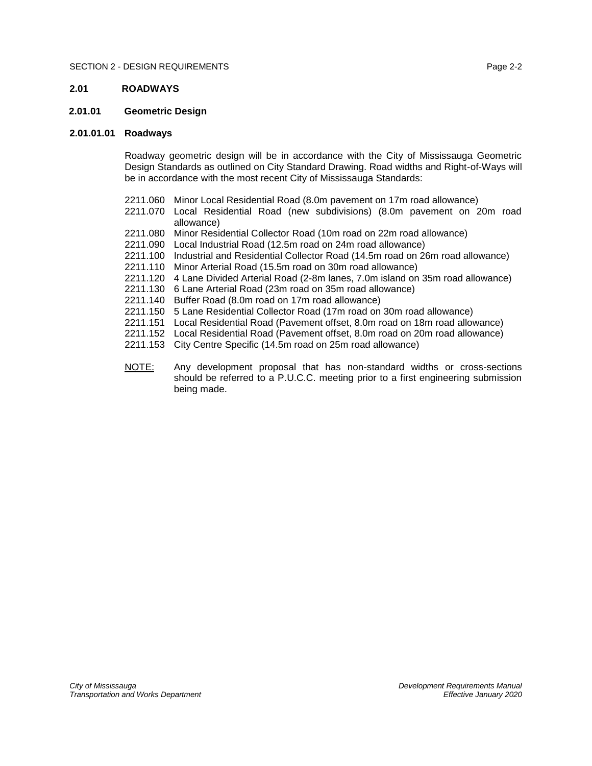## 2.01 ROADWAYS

### 2.01.01 Geometric Design

#### 2.01.01.01 Roadways

Roadway geometric design will be in accordance with the City of Mississauga Geometric Design Standards as outlined on City Standard Drawing. Road widths and Right-of-Ways will be in accordance with the most recent City of Mississauga Standards:

- 2211.060 Minor Local Residential Road (8.0m pavement on 17m road allowance)
- 2211.070 Local Residential Road (new subdivisions) (8.0m pavement on 20m road allowance)
- 2211.080 Minor Residential Collector Road (10m road on 22m road allowance)
- 2211.090 Local Industrial Road (12.5m road on 24m road allowance)
- 2211.100 Industrial and Residential Collector Road (14.5m road on 26m road allowance)
- 2211.110 Minor Arterial Road (15.5m road on 30m road allowance)
- 2211.120 4 Lane Divided Arterial Road (2-8m lanes, 7.0m island on 35m road allowance)
- 2211.130 6 Lane Arterial Road (23m road on 35m road allowance)
- 2211.140 Buffer Road (8.0m road on 17m road allowance)
- 2211.150 5 Lane Residential Collector Road (17m road on 30m road allowance)
- 2211.151 Local Residential Road (Pavement offset, 8.0m road on 18m road allowance)
- 2211.152 Local Residential Road (Pavement offset, 8.0m road on 20m road allowance)
- 2211.153 City Centre Specific (14.5m road on 25m road allowance)

NOTE: Any development proposal that has non-standard widths or cross-sections should be referred to a P.U.C.C. meeting prior to a first engineering submission being made.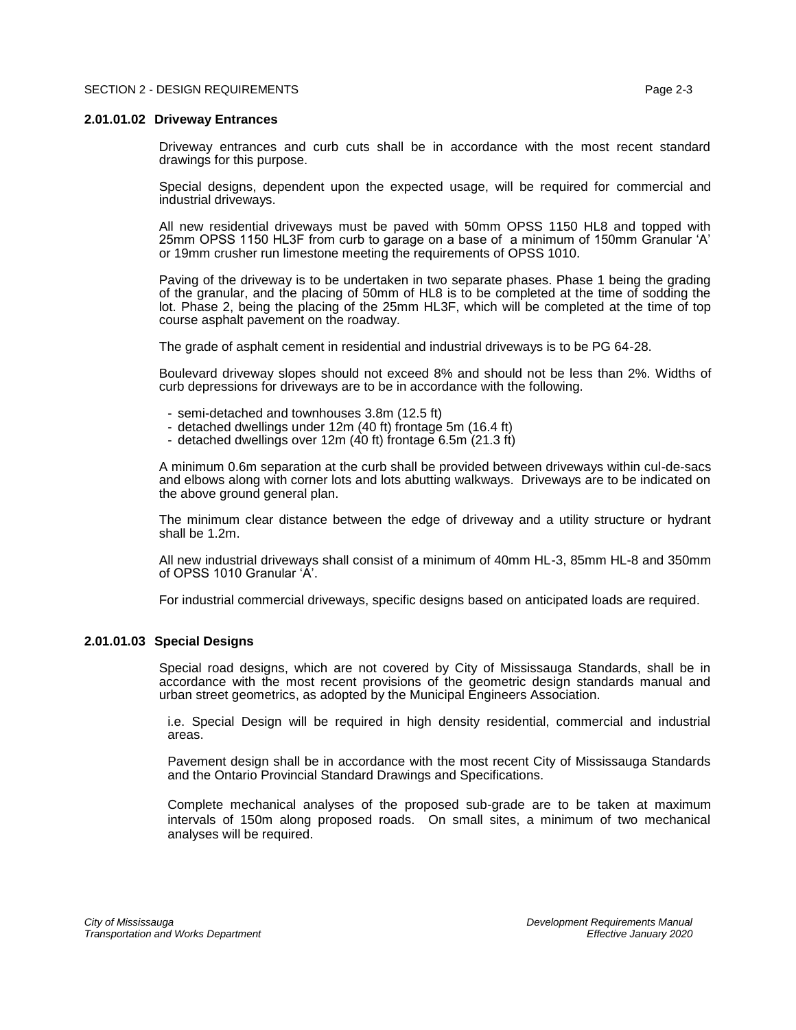### 2.01.01.02 Driveway Entrances

Driveway entrances and curb cuts shall be in accordance with the most recent standard drawings for this purpose.

Special designs, dependent upon the expected usage, will be required for commercial and industrial driveways.

All new residential driveways must be paved with 50mm OPSS 1150 HL8 and topped with 25mm OPSS 1150 HL3F from curb to garage on a base of a minimum of 150mm Granular 'A' or 19mm crusher run limestone meeting the requirements of OPSS 1010.

Paving of the driveway is to be undertaken in two separate phases. Phase 1 being the grading of the granular, and the placing of 50mm of HL8 is to be completed at the time of sodding the lot. Phase 2, being the placing of the 25mm HL3F, which will be completed at the time of top course asphalt pavement on the roadway.

The grade of asphalt cement in residential and industrial driveways is to be PG 64-28.

Boulevard driveway slopes should not exceed 8% and should not be less than 2%. Widths of curb depressions for driveways are to be in accordance with the following.

- semi-detached and townhouses 3.8m (12.5 ft)
- detached dwellings under 12m (40 ft) frontage 5m (16.4 ft)
- detached dwellings over 12m (40 ft) frontage 6.5m (21.3 ft)

A minimum 0.6m separation at the curb shall be provided between driveways within cul-de-sacs and elbows along with corner lots and lots abutting walkways. Driveways are to be indicated on the above ground general plan.

The minimum clear distance between the edge of driveway and a utility structure or hydrant shall be 1.2m.

All new industrial driveways shall consist of a minimum of 40mm HL-3, 85mm HL-8 and 350mm of OPSS 1010 Granular 'A'.

For industrial commercial driveways, specific designs based on anticipated loads are required.

### 2.01.01.03 Special Designs

Special road designs, which are not covered by City of Mississauga Standards, shall be in accordance with the most recent provisions of the geometric design standards manual and urban street geometrics, as adopted by the Municipal Engineers Association.

i.e. Special Design will be required in high density residential, commercial and industrial areas.

Pavement design shall be in accordance with the most recent City of Mississauga Standards and the Ontario Provincial Standard Drawings and Specifications.

Complete mechanical analyses of the proposed sub-grade are to be taken at maximum intervals of 150m along proposed roads. On small sites, a minimum of two mechanical analyses will be required.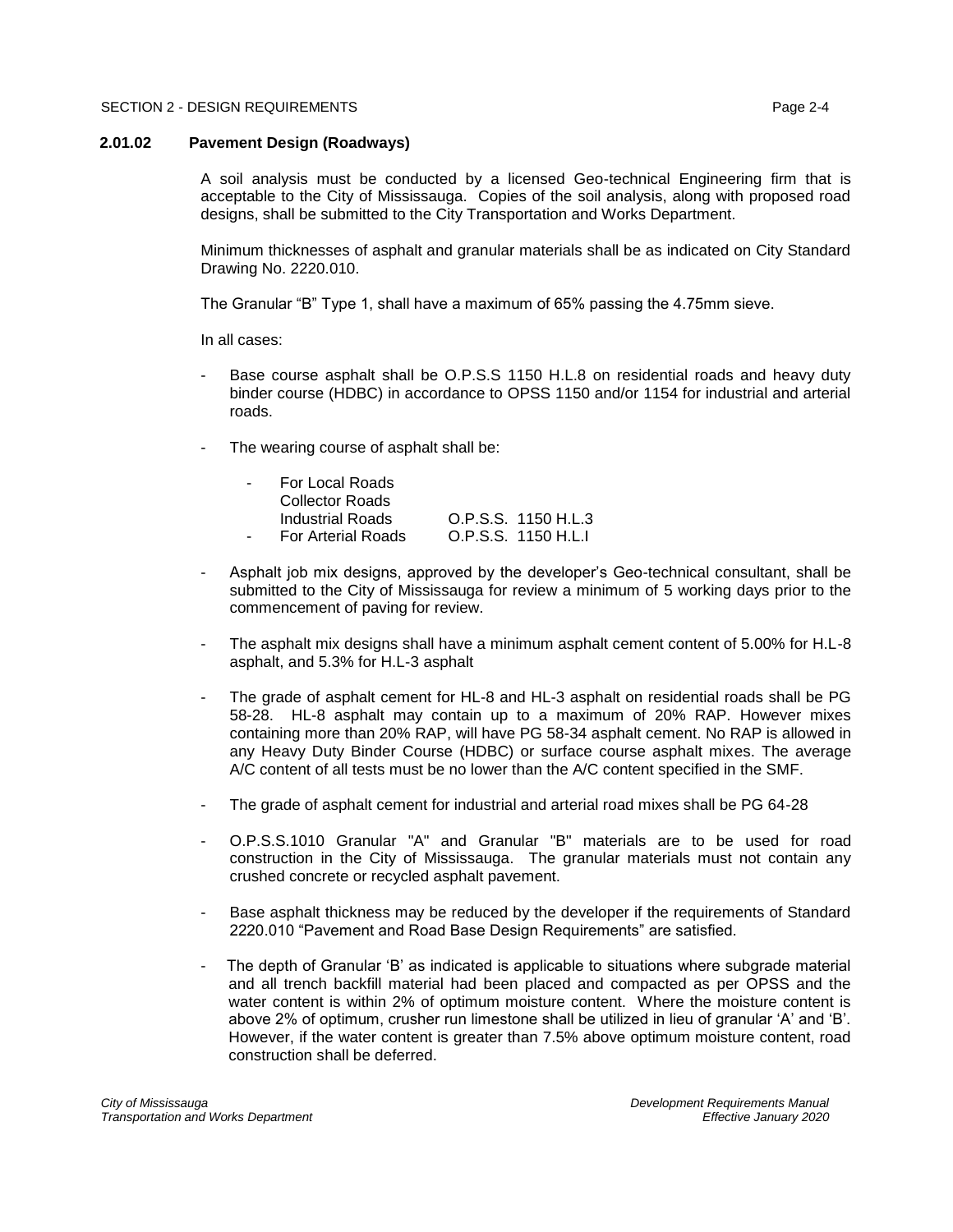### 2.01.02 Pavement Design (Roadways)

A soil analysis must be conducted by a licensed Geo-technical Engineering firm that is acceptable to the City of Mississauga. Copies of the soil analysis, along with proposed road designs, shall be submitted to the City Transportation and Works Department.

Minimum thicknesses of asphalt and granular materials shall be as indicated on City Standard Drawing No. 2220.010.

The Granular "B" Type 1, shall have a maximum of 65% passing the 4.75mm sieve.

In all cases:

- Base course asphalt shall be O.P.S.S 1150 H.L.8 on residential roads and heavy duty binder course (HDBC) in accordance to OPSS 1150 and/or 1154 for industrial and arterial roads.
- The wearing course of asphalt shall be:
  - For Local Roads
    Collector Roads
    Industrial Roads O.P.S.S. 1150 H.L.3
  - For Arterial Roads O.P.S.S. 1150 H.L.I
- Asphalt job mix designs, approved by the developer's Geo-technical consultant, shall be submitted to the City of Mississauga for review a minimum of 5 working days prior to the commencement of paving for review.
- The asphalt mix designs shall have a minimum asphalt cement content of 5.00% for H.L-8 asphalt, and 5.3% for H.L-3 asphalt
- The grade of asphalt cement for HL-8 and HL-3 asphalt on residential roads shall be PG 58-28. HL-8 asphalt may contain up to a maximum of 20% RAP. However mixes containing more than 20% RAP, will have PG 58-34 asphalt cement. No RAP is allowed in any Heavy Duty Binder Course (HDBC) or surface course asphalt mixes. The average A/C content of all tests must be no lower than the A/C content specified in the SMF.
- The grade of asphalt cement for industrial and arterial road mixes shall be PG 64-28
- O.P.S.S.1010 Granular "A" and Granular "B" materials are to be used for road construction in the City of Mississauga. The granular materials must not contain any crushed concrete or recycled asphalt pavement.
- Base asphalt thickness may be reduced by the developer if the requirements of Standard 2220.010 "Pavement and Road Base Design Requirements" are satisfied.
- The depth of Granular 'B' as indicated is applicable to situations where subgrade material and all trench backfill material had been placed and compacted as per OPSS and the water content is within 2% of optimum moisture content. Where the moisture content is above 2% of optimum, crusher run limestone shall be utilized in lieu of granular 'A' and 'B'. However, if the water content is greater than 7.5% above optimum moisture content, road construction shall be deferred.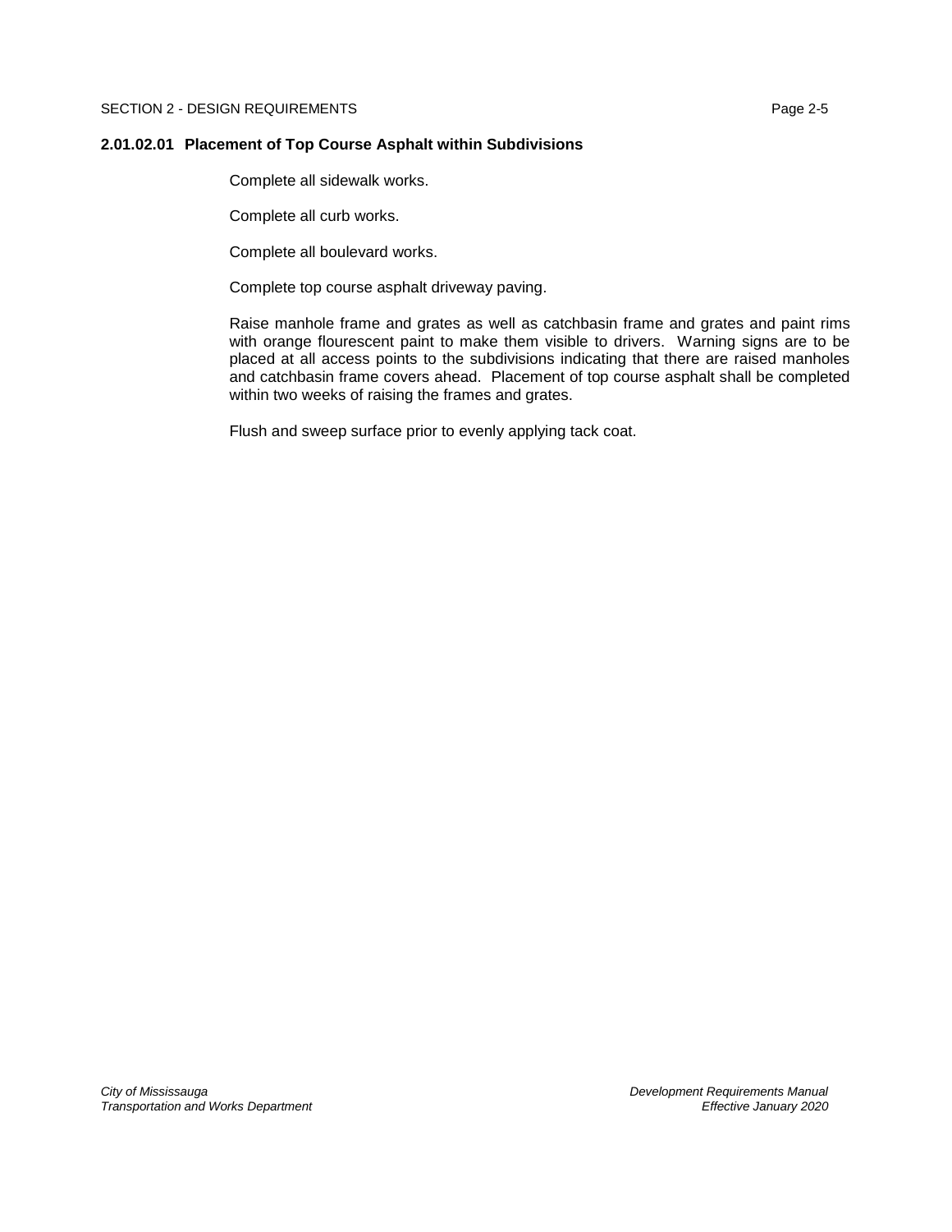### 2.01.02.01 Placement of Top Course Asphalt within Subdivisions

Complete all sidewalk works.

Complete all curb works.

Complete all boulevard works.

Complete top course asphalt driveway paving.

Raise manhole frame and grates as well as catchbasin frame and grates and paint rims with orange flourescent paint to make them visible to drivers. Warning signs are to be placed at all access points to the subdivisions indicating that there are raised manholes and catchbasin frame covers ahead. Placement of top course asphalt shall be completed within two weeks of raising the frames and grates.

Flush and sweep surface prior to evenly applying tack coat.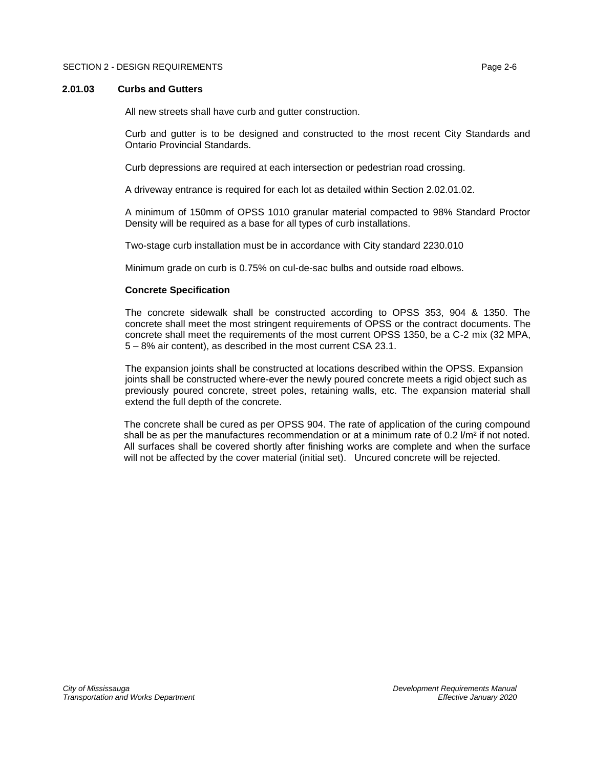### 2.01.03 Curbs and Gutters

All new streets shall have curb and gutter construction.

Curb and gutter is to be designed and constructed to the most recent City Standards and Ontario Provincial Standards.

Curb depressions are required at each intersection or pedestrian road crossing.

A driveway entrance is required for each lot as detailed within Section 2.02.01.02.

A minimum of 150mm of OPSS 1010 granular material compacted to 98% Standard Proctor Density will be required as a base for all types of curb installations.

Two-stage curb installation must be in accordance with City standard 2230.010

Minimum grade on curb is 0.75% on cul-de-sac bulbs and outside road elbows.

**Concrete Specification**

The concrete sidewalk shall be constructed according to OPSS 353, 904 & 1350. The concrete shall meet the most stringent requirements of OPSS or the contract documents. The concrete shall meet the requirements of the most current OPSS 1350, be a C-2 mix (32 MPA, 5 – 8% air content), as described in the most current CSA 23.1.

The expansion joints shall be constructed at locations described within the OPSS. Expansion joints shall be constructed where-ever the newly poured concrete meets a rigid object such as previously poured concrete, street poles, retaining walls, etc. The expansion material shall extend the full depth of the concrete.

The concrete shall be cured as per OPSS 904. The rate of application of the curing compound shall be as per the manufactures recommendation or at a minimum rate of 0.2 $l/m^2$ if not noted. All surfaces shall be covered shortly after finishing works are complete and when the surface will not be affected by the cover material (initial set). Uncured concrete will be rejected.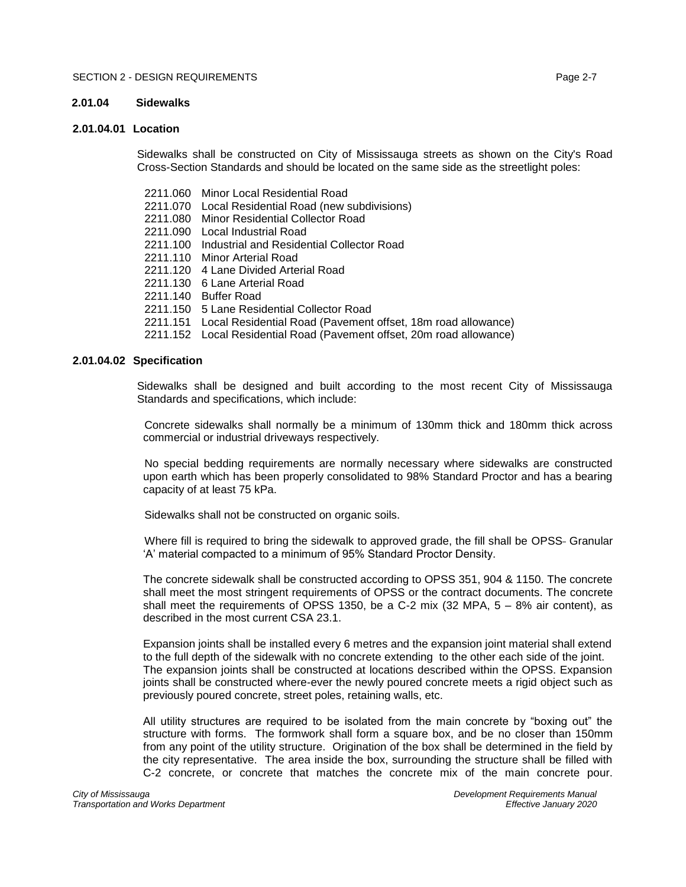### 2.01.04 Sidewalks

#### 2.01.04.01 Location

Sidewalks shall be constructed on City of Mississauga streets as shown on the City's Road Cross-Section Standards and should be located on the same side as the streetlight poles:

- 2211.060 Minor Local Residential Road
- 2211.070 Local Residential Road (new subdivisions)
- 2211.080 Minor Residential Collector Road
- 2211.090 Local Industrial Road
- 2211.100 Industrial and Residential Collector Road
- 2211.110 Minor Arterial Road
- 2211.120 4 Lane Divided Arterial Road
- 2211.130 6 Lane Arterial Road
- 2211.140 Buffer Road
- 2211.150 5 Lane Residential Collector Road
- 2211.151 Local Residential Road (Pavement offset, 18m road allowance)
- 2211.152 Local Residential Road (Pavement offset, 20m road allowance)

#### 2.01.04.02 Specification

Sidewalks shall be designed and built according to the most recent City of Mississauga Standards and specifications, which include:

Concrete sidewalks shall normally be a minimum of 130mm thick and 180mm thick across commercial or industrial driveways respectively.

No special bedding requirements are normally necessary where sidewalks are constructed upon earth which has been properly consolidated to 98% Standard Proctor and has a bearing capacity of at least 75 kPa.

Sidewalks shall not be constructed on organic soils.

Where fill is required to bring the sidewalk to approved grade, the fill shall be OPSS Granular 'A' material compacted to a minimum of 95% Standard Proctor Density.

The concrete sidewalk shall be constructed according to OPSS 351, 904 & 1150. The concrete shall meet the most stringent requirements of OPSS or the contract documents. The concrete shall meet the requirements of OPSS 1350, be a C-2 mix (32 MPA, 5 – 8% air content), as described in the most current CSA 23.1.

Expansion joints shall be installed every 6 metres and the expansion joint material shall extend to the full depth of the sidewalk with no concrete extending to the other each side of the joint. The expansion joints shall be constructed at locations described within the OPSS. Expansion joints shall be constructed where-ever the newly poured concrete meets a rigid object such as previously poured concrete, street poles, retaining walls, etc.

All utility structures are required to be isolated from the main concrete by "boxing out" the structure with forms. The formwork shall form a square box, and be no closer than 150mm from any point of the utility structure. Origination of the box shall be determined in the field by the city representative. The area inside the box, surrounding the structure shall be filled with C-2 concrete, or concrete that matches the concrete mix of the main concrete pour.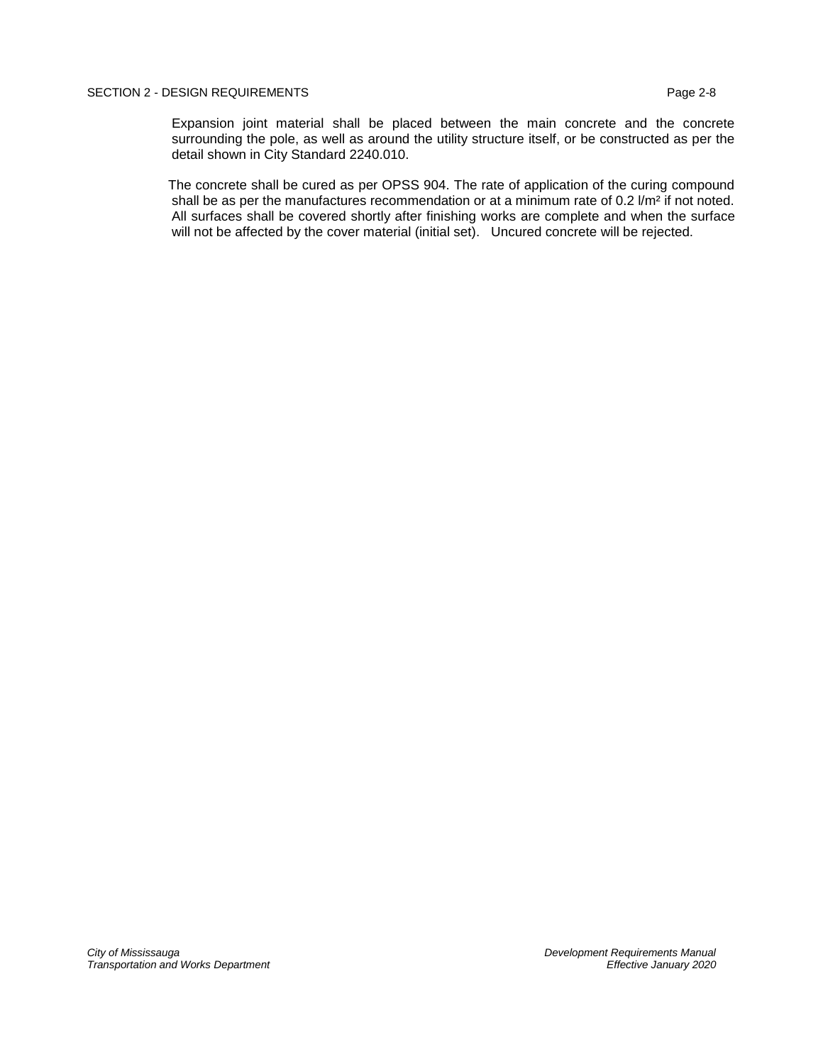Expansion joint material shall be placed between the main concrete and the concrete surrounding the pole, as well as around the utility structure itself, or be constructed as per the detail shown in City Standard 2240.010.

The concrete shall be cured as per OPSS 904. The rate of application of the curing compound shall be as per the manufactures recommendation or at a minimum rate of 0.2 l/m$^2$ if not noted. All surfaces shall be covered shortly after finishing works are complete and when the surface will not be affected by the cover material (initial set). Uncured concrete will be rejected.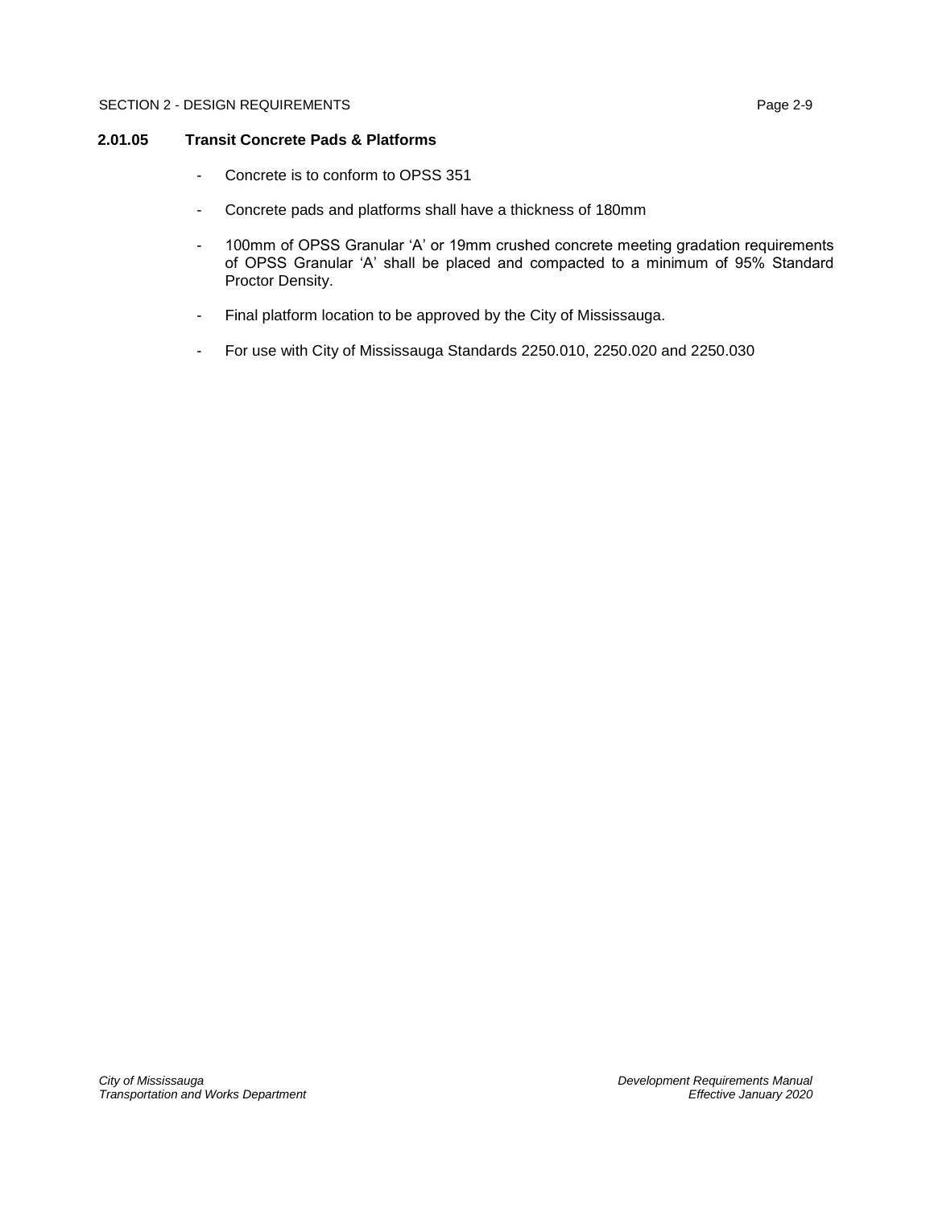### 2.01.05 Transit Concrete Pads & Platforms

- Concrete is to conform to OPSS 351
- Concrete pads and platforms shall have a thickness of 180mm
- 100mm of OPSS Granular 'A' or 19mm crushed concrete meeting gradation requirements of OPSS Granular 'A' shall be placed and compacted to a minimum of 95% Standard Proctor Density.
- Final platform location to be approved by the City of Mississauga.
- For use with City of Mississauga Standards 2250.010, 2250.020 and 2250.030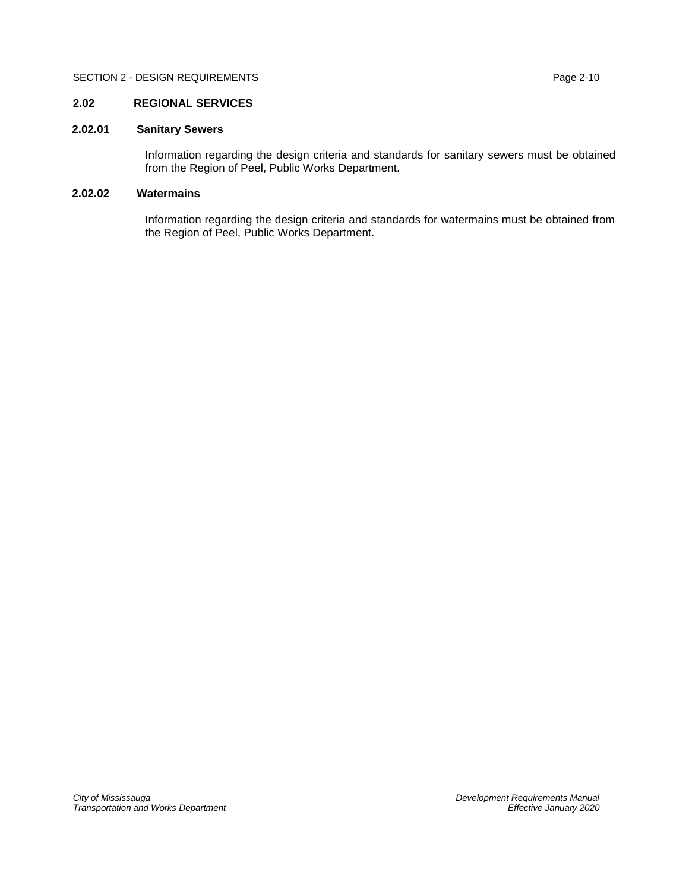## 2.02 REGIONAL SERVICES

### 2.02.01 Sanitary Sewers

Information regarding the design criteria and standards for sanitary sewers must be obtained from the Region of Peel, Public Works Department.

### 2.02.02 Watermains

Information regarding the design criteria and standards for watermains must be obtained from the Region of Peel, Public Works Department.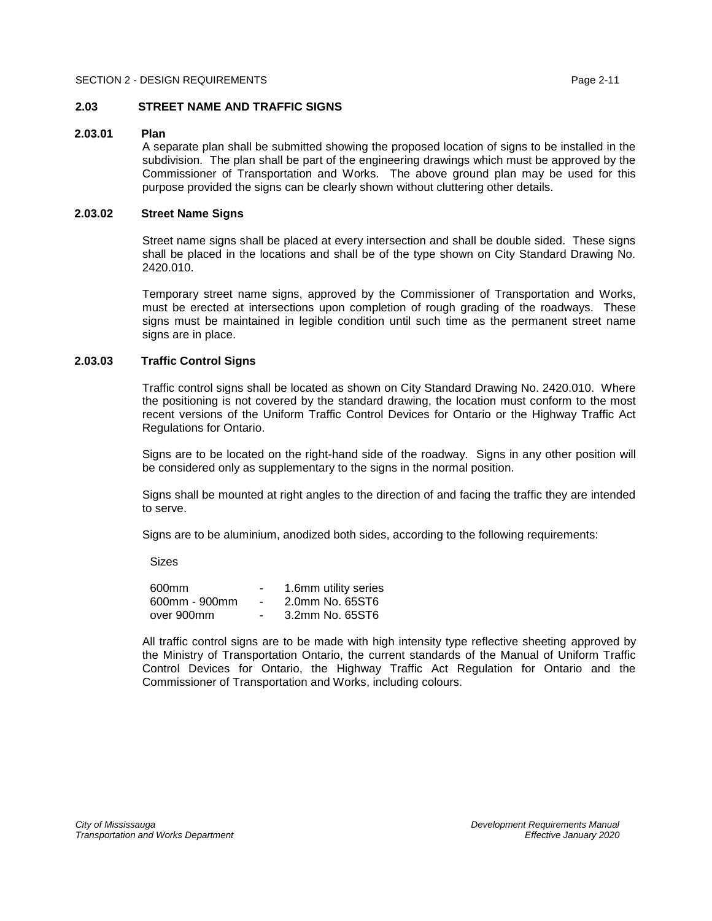## 2.03 STREET NAME AND TRAFFIC SIGNS

### 2.03.01 Plan

A separate plan shall be submitted showing the proposed location of signs to be installed in the subdivision. The plan shall be part of the engineering drawings which must be approved by the Commissioner of Transportation and Works. The above ground plan may be used for this purpose provided the signs can be clearly shown without cluttering other details.

### 2.03.02 Street Name Signs

Street name signs shall be placed at every intersection and shall be double sided. These signs shall be placed in the locations and shall be of the type shown on City Standard Drawing No. 2420.010.

Temporary street name signs, approved by the Commissioner of Transportation and Works, must be erected at intersections upon completion of rough grading of the roadways. These signs must be maintained in legible condition until such time as the permanent street name signs are in place.

### 2.03.03 Traffic Control Signs

Traffic control signs shall be located as shown on City Standard Drawing No. 2420.010. Where the positioning is not covered by the standard drawing, the location must conform to the most recent versions of the Uniform Traffic Control Devices for Ontario or the Highway Traffic Act Regulations for Ontario.

Signs are to be located on the right-hand side of the roadway. Signs in any other position will be considered only as supplementary to the signs in the normal position.

Signs shall be mounted at right angles to the direction of and facing the traffic they are intended to serve.

Signs are to be aluminium, anodized both sides, according to the following requirements:

Sizes

| | | |
|---|---|---|
| 600mm | - | 1.6mm utility series |
| 600mm - 900mm | - | 2.0mm No. 65ST6 |
| over 900mm | - | 3.2mm No. 65ST6 |

All traffic control signs are to be made with high intensity type reflective sheeting approved by the Ministry of Transportation Ontario, the current standards of the Manual of Uniform Traffic Control Devices for Ontario, the Highway Traffic Act Regulation for Ontario and the Commissioner of Transportation and Works, including colours.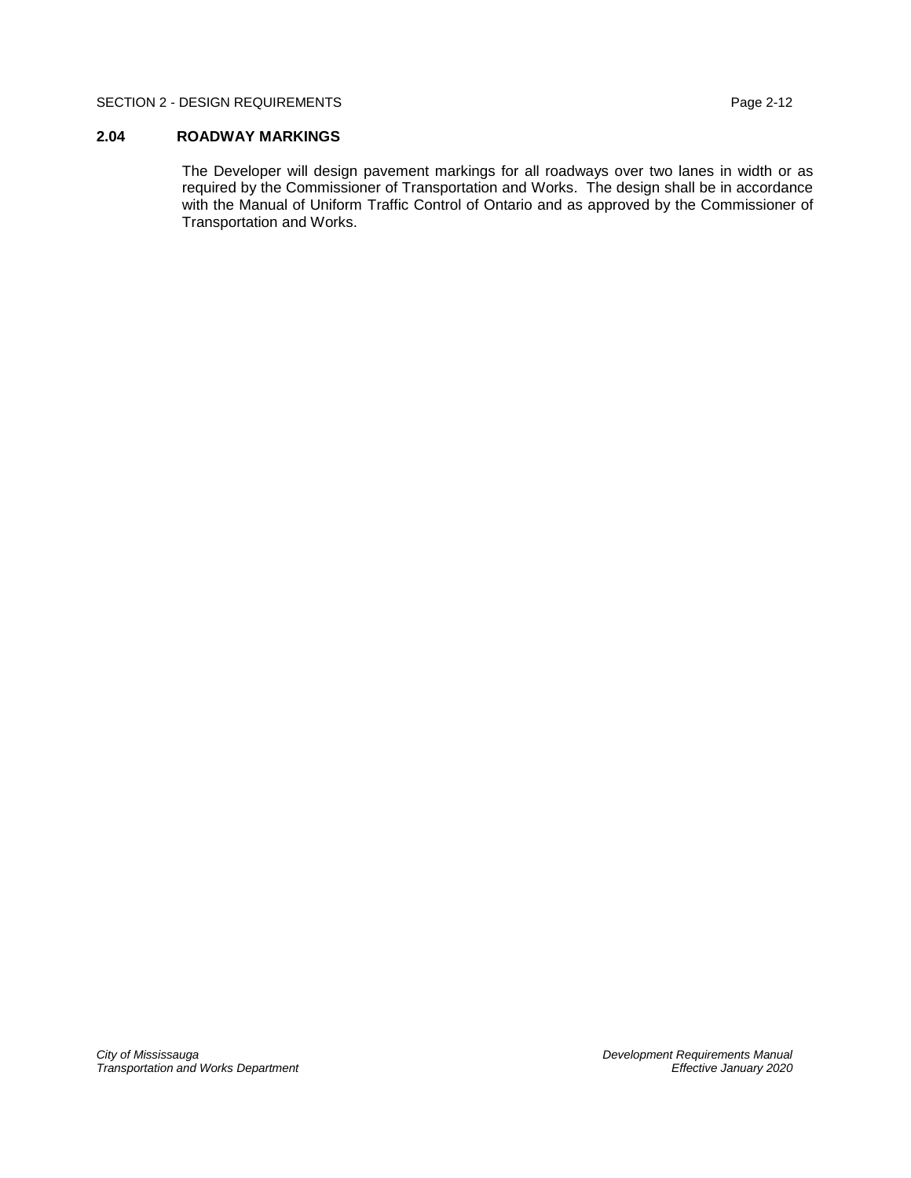## 2.04 ROADWAY MARKINGS

The Developer will design pavement markings for all roadways over two lanes in width or as required by the Commissioner of Transportation and Works. The design shall be in accordance with the Manual of Uniform Traffic Control of Ontario and as approved by the Commissioner of Transportation and Works.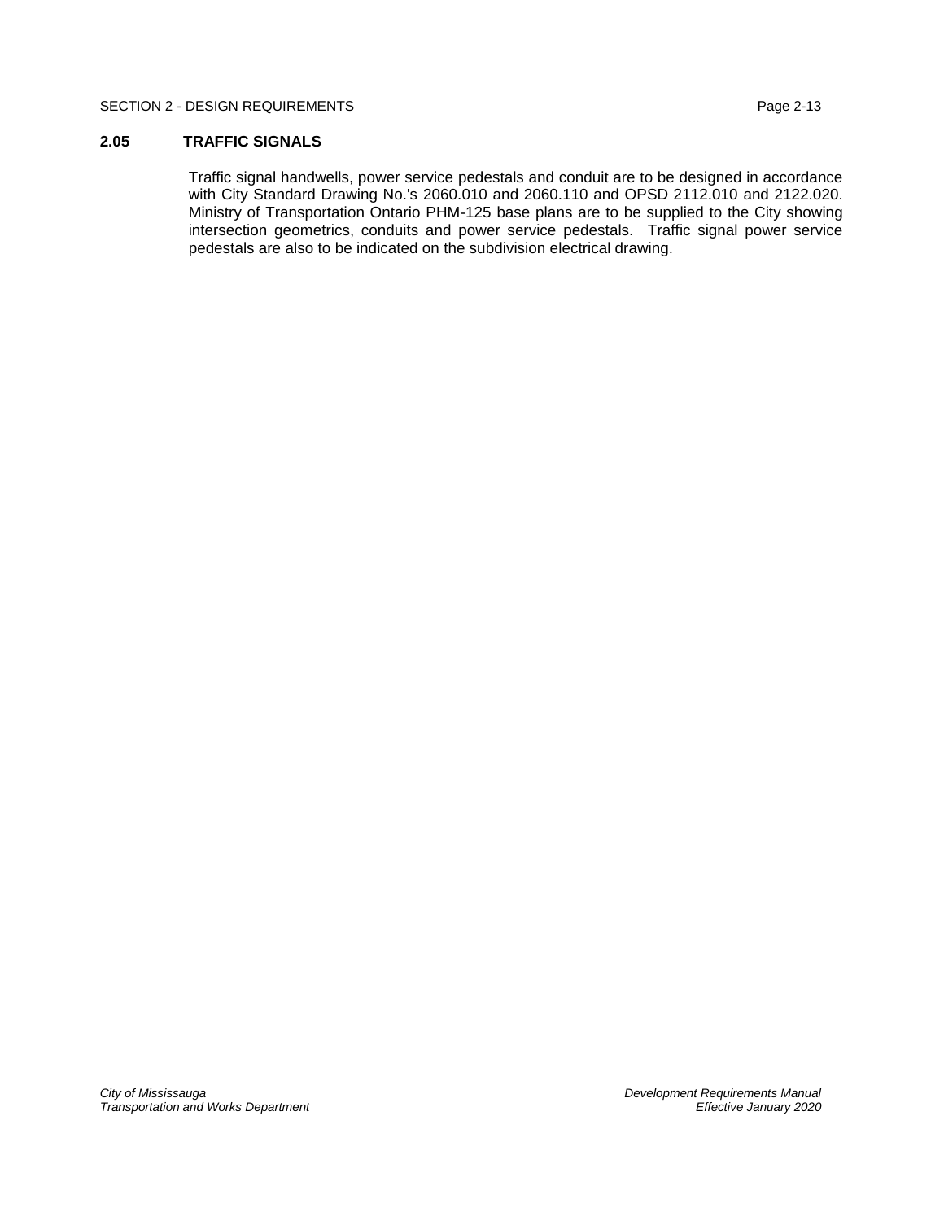## 2.05 TRAFFIC SIGNALS

Traffic signal handwells, power service pedestals and conduit are to be designed in accordance with City Standard Drawing No.'s 2060.010 and 2060.110 and OPSD 2112.010 and 2122.020. Ministry of Transportation Ontario PHM-125 base plans are to be supplied to the City showing intersection geometrics, conduits and power service pedestals. Traffic signal power service pedestals are also to be indicated on the subdivision electrical drawing.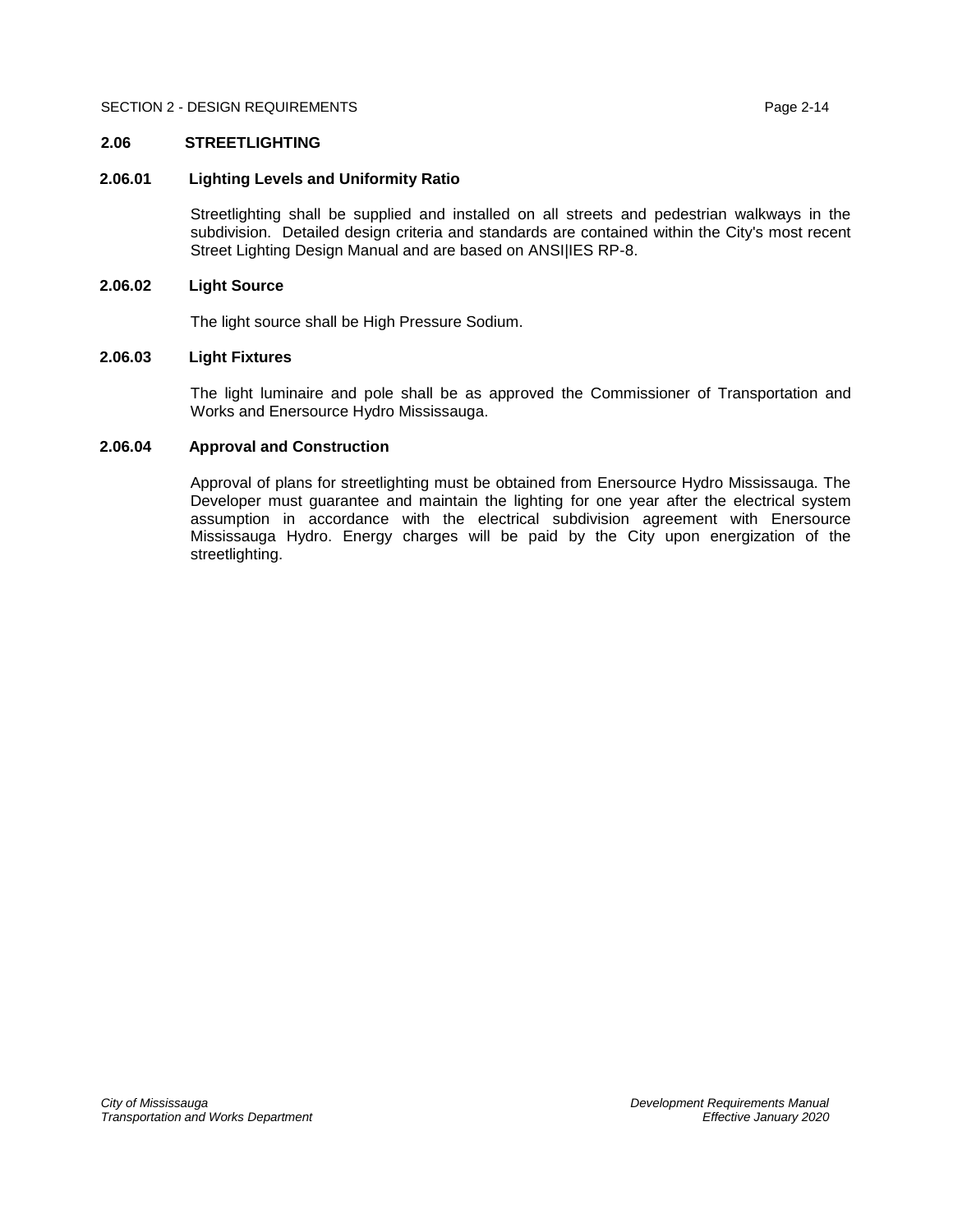## 2.06 STREETLIGHTING

### 2.06.01 Lighting Levels and Uniformity Ratio

Streetlighting shall be supplied and installed on all streets and pedestrian walkways in the subdivision. Detailed design criteria and standards are contained within the City's most recent Street Lighting Design Manual and are based on ANSI|IES RP-8.

### 2.06.02 Light Source

The light source shall be High Pressure Sodium.

### 2.06.03 Light Fixtures

The light luminaire and pole shall be as approved the Commissioner of Transportation and Works and Enersource Hydro Mississauga.

### 2.06.04 Approval and Construction

Approval of plans for streetlighting must be obtained from Enersource Hydro Mississauga. The Developer must guarantee and maintain the lighting for one year after the electrical system assumption in accordance with the electrical subdivision agreement with Enersource Mississauga Hydro. Energy charges will be paid by the City upon energization of the streetlighting.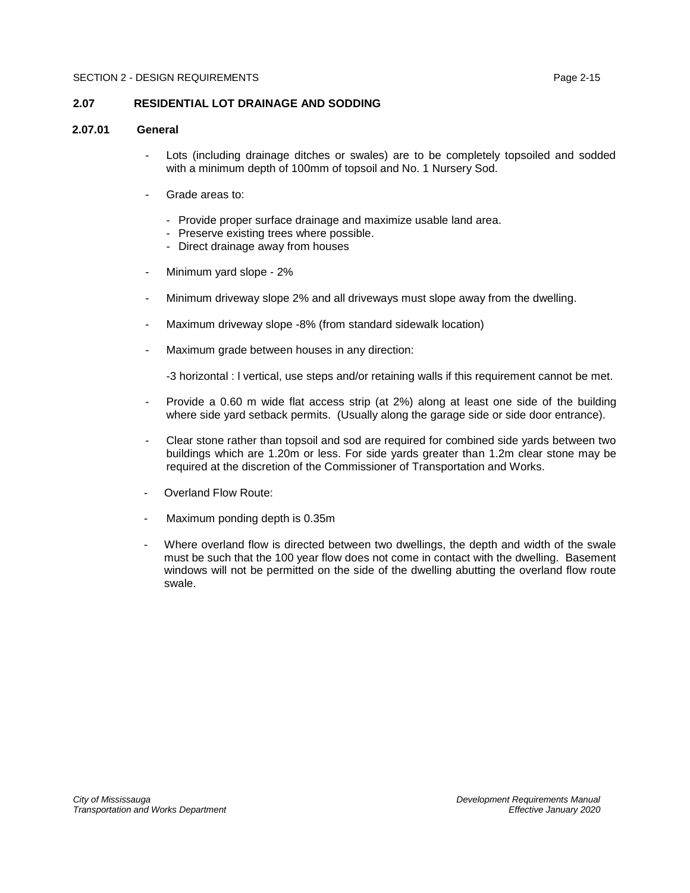## 2.07 RESIDENTIAL LOT DRAINAGE AND SODDING

### 2.07.01 General

- Lots (including drainage ditches or swales) are to be completely topsoiled and sodded with a minimum depth of 100mm of topsoil and No. 1 Nursery Sod.
- Grade areas to:
  - Provide proper surface drainage and maximize usable land area.
  - Preserve existing trees where possible.
  - Direct drainage away from houses
- Minimum yard slope - 2%
- Minimum driveway slope 2% and all driveways must slope away from the dwelling.
- Maximum driveway slope -8% (from standard sidewalk location)
- Maximum grade between houses in any direction:

  -3 horizontal : l vertical, use steps and/or retaining walls if this requirement cannot be met.
- Provide a 0.60 m wide flat access strip (at 2%) along at least one side of the building where side yard setback permits. (Usually along the garage side or side door entrance).
- Clear stone rather than topsoil and sod are required for combined side yards between two buildings which are 1.20m or less. For side yards greater than 1.2m clear stone may be required at the discretion of the Commissioner of Transportation and Works.
- Overland Flow Route:
- Maximum ponding depth is 0.35m
- Where overland flow is directed between two dwellings, the depth and width of the swale must be such that the 100 year flow does not come in contact with the dwelling. Basement windows will not be permitted on the side of the dwelling abutting the overland flow route swale.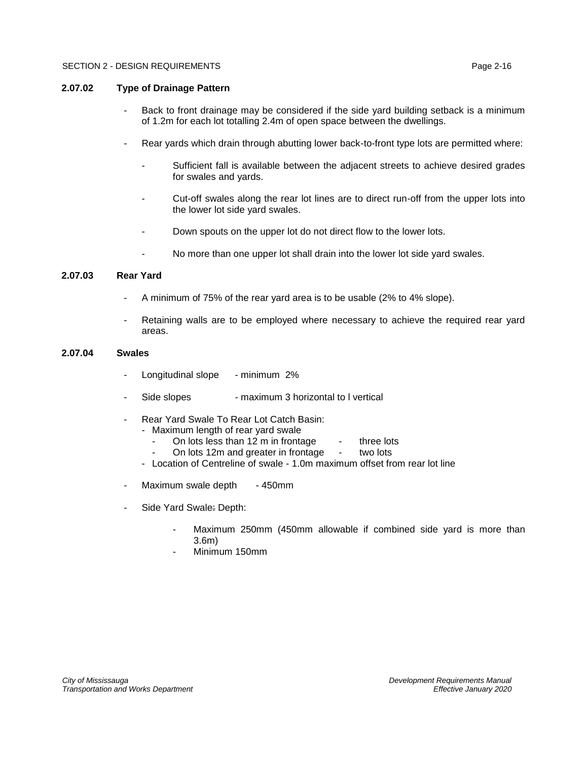### 2.07.02 Type of Drainage Pattern

- Back to front drainage may be considered if the side yard building setback is a minimum of 1.2m for each lot totalling 2.4m of open space between the dwellings.

- Rear yards which drain through abutting lower back-to-front type lots are permitted where:

  - Sufficient fall is available between the adjacent streets to achieve desired grades for swales and yards.

  - Cut-off swales along the rear lot lines are to direct run-off from the upper lots into the lower lot side yard swales.

  - Down spouts on the upper lot do not direct flow to the lower lots.

  - No more than one upper lot shall drain into the lower lot side yard swales.

### 2.07.03 Rear Yard

- A minimum of 75% of the rear yard area is to be usable (2% to 4% slope).

- Retaining walls are to be employed where necessary to achieve the required rear yard areas.

### 2.07.04 Swales

- Longitudinal slope - minimum 2%

- Side slopes - maximum 3 horizontal to l vertical

- Rear Yard Swale To Rear Lot Catch Basin:
  - Maximum length of rear yard swale
    - On lots less than 12 m in frontage - three lots
    - On lots 12m and greater in frontage - two lots
  - Location of Centreline of swale - 1.0m maximum offset from rear lot line

- Maximum swale depth - 450mm

- Side Yard Swale: Depth:

  - Maximum 250mm (450mm allowable if combined side yard is more than 3.6m)
  - Minimum 150mm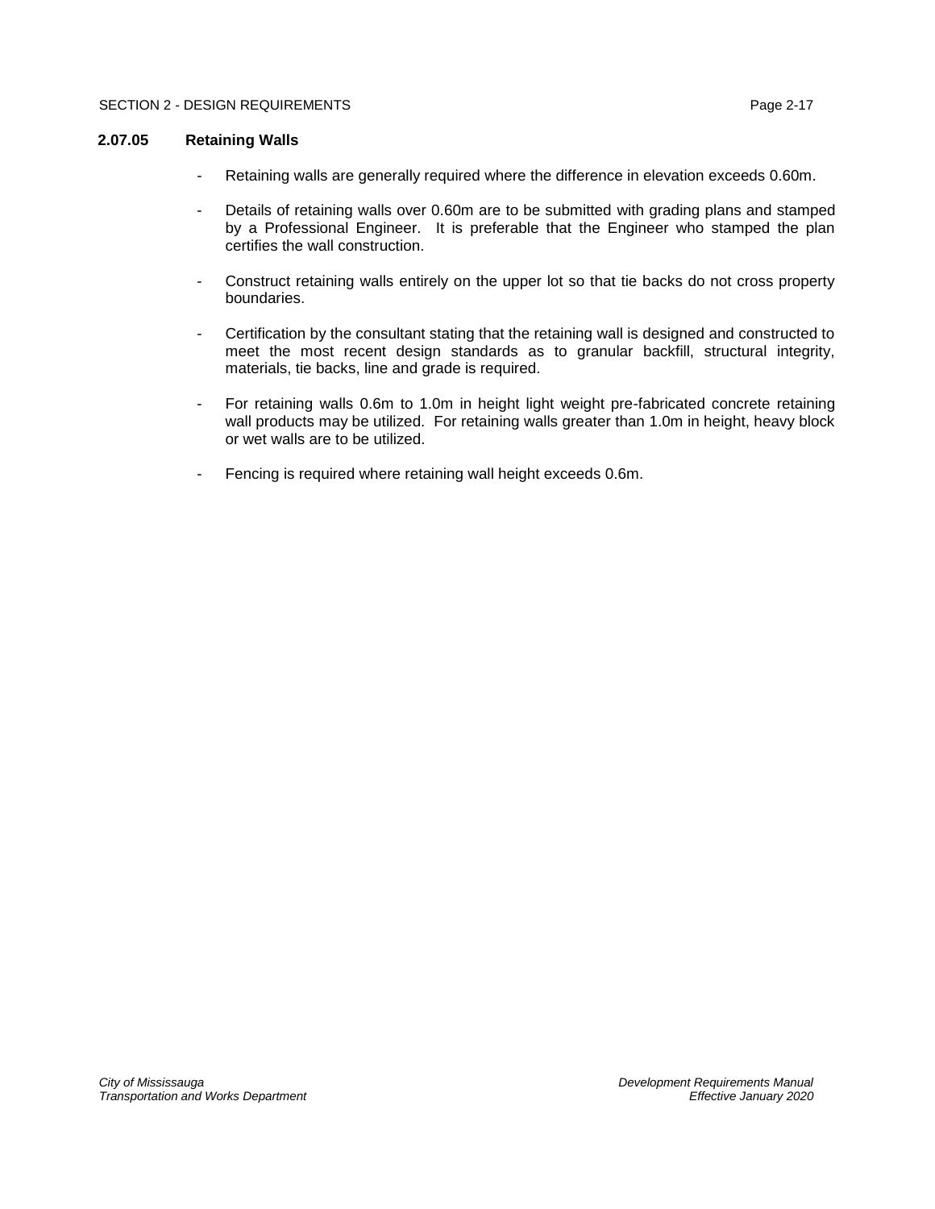### 2.07.05 Retaining Walls

- Retaining walls are generally required where the difference in elevation exceeds 0.60m.

- Details of retaining walls over 0.60m are to be submitted with grading plans and stamped by a Professional Engineer. It is preferable that the Engineer who stamped the plan certifies the wall construction.

- Construct retaining walls entirely on the upper lot so that tie backs do not cross property boundaries.

- Certification by the consultant stating that the retaining wall is designed and constructed to meet the most recent design standards as to granular backfill, structural integrity, materials, tie backs, line and grade is required.

- For retaining walls 0.6m to 1.0m in height light weight pre-fabricated concrete retaining wall products may be utilized. For retaining walls greater than 1.0m in height, heavy block or wet walls are to be utilized.

- Fencing is required where retaining wall height exceeds 0.6m.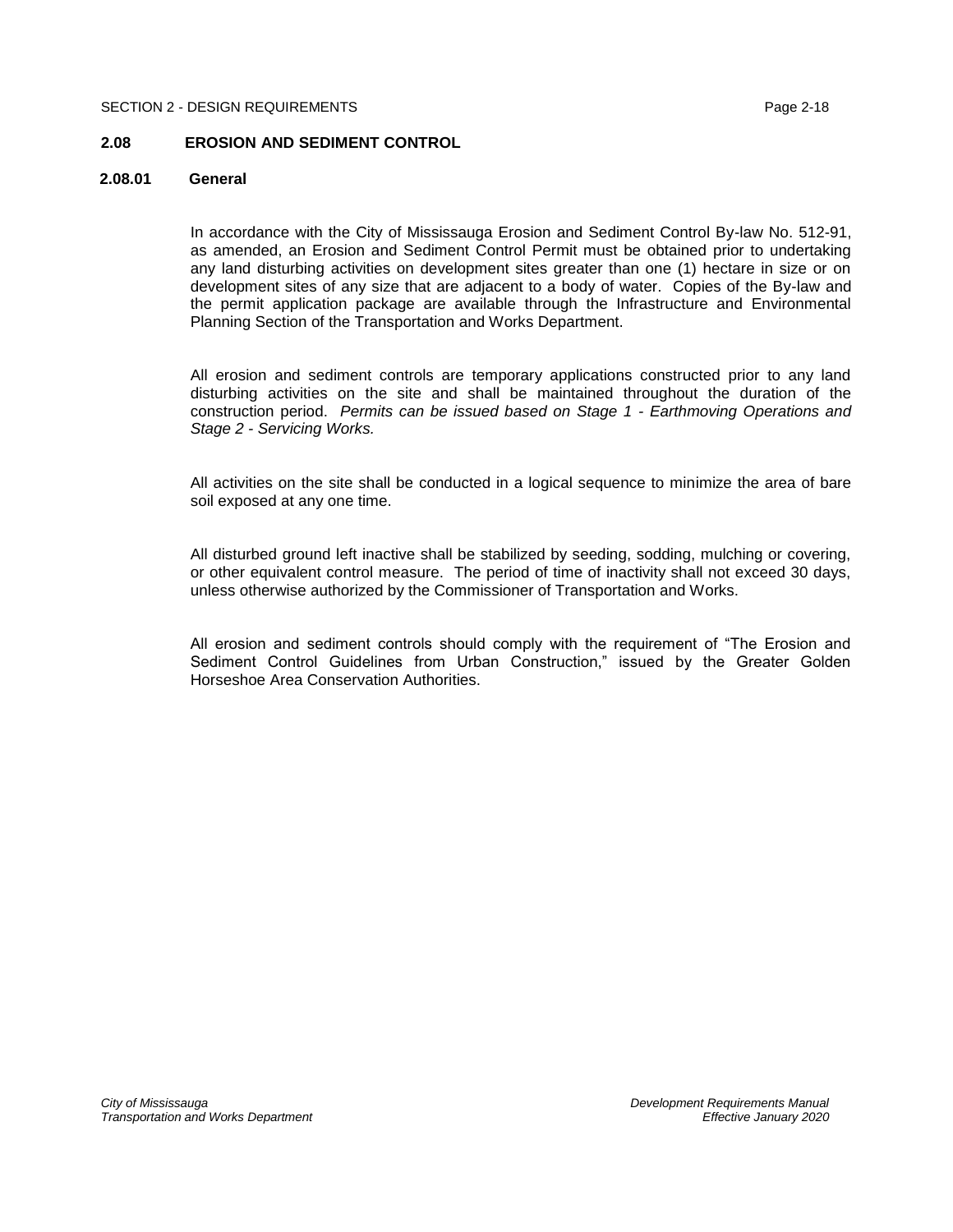## 2.08 EROSION AND SEDIMENT CONTROL

### 2.08.01 General

In accordance with the City of Mississauga Erosion and Sediment Control By-law No. 512-91, as amended, an Erosion and Sediment Control Permit must be obtained prior to undertaking any land disturbing activities on development sites greater than one (1) hectare in size or on development sites of any size that are adjacent to a body of water. Copies of the By-law and the permit application package are available through the Infrastructure and Environmental Planning Section of the Transportation and Works Department.

All erosion and sediment controls are temporary applications constructed prior to any land disturbing activities on the site and shall be maintained throughout the duration of the construction period. *Permits can be issued based on Stage 1 - Earthmoving Operations and Stage 2 - Servicing Works.*

All activities on the site shall be conducted in a logical sequence to minimize the area of bare soil exposed at any one time.

All disturbed ground left inactive shall be stabilized by seeding, sodding, mulching or covering, or other equivalent control measure. The period of time of inactivity shall not exceed 30 days, unless otherwise authorized by the Commissioner of Transportation and Works.

All erosion and sediment controls should comply with the requirement of "The Erosion and Sediment Control Guidelines from Urban Construction," issued by the Greater Golden Horseshoe Area Conservation Authorities.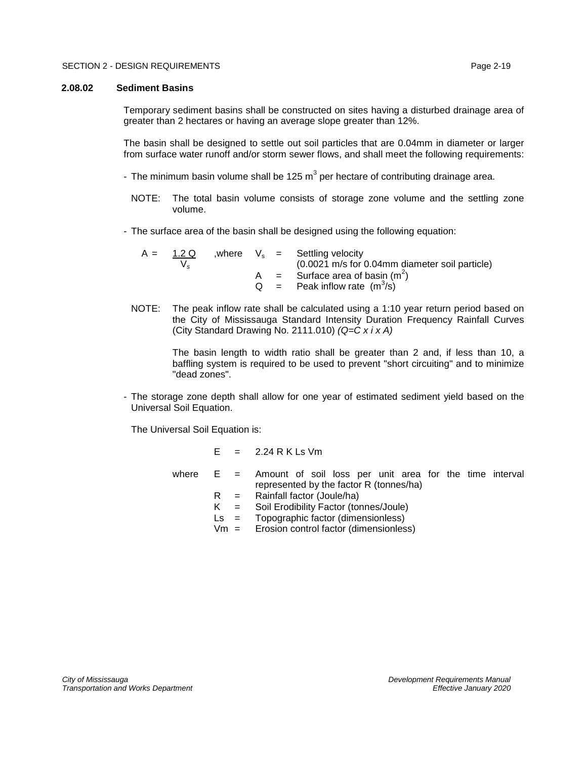### 2.08.02 Sediment Basins

Temporary sediment basins shall be constructed on sites having a disturbed drainage area of greater than 2 hectares or having an average slope greater than 12%.

The basin shall be designed to settle out soil particles that are 0.04mm in diameter or larger from surface water runoff and/or storm sewer flows, and shall meet the following requirements:

- The minimum basin volume shall be 125 $m^3$ per hectare of contributing drainage area.

  NOTE: The total basin volume consists of storage zone volume and the settling zone volume.

- The surface area of the basin shall be designed using the following equation:

  $$A = \frac{1.2\,Q}{V_s}$$

  where
  - $V_s$ = Settling velocity (0.0021 m/s for 0.04mm diameter soil particle)
  - $A$ = Surface area of basin ($m^2$)
  - $Q$ = Peak inflow rate ($m^3$/s)

  NOTE: The peak inflow rate shall be calculated using a 1:10 year return period based on the City of Mississauga Standard Intensity Duration Frequency Rainfall Curves (City Standard Drawing No. 2111.010) *(Q=C x i x A)*

  The basin length to width ratio shall be greater than 2 and, if less than 10, a baffling system is required to be used to prevent "short circuiting" and to minimize "dead zones".

- The storage zone depth shall allow for one year of estimated sediment yield based on the Universal Soil Equation.

  The Universal Soil Equation is:

  $$E = 2.24\ R\ K\ Ls\ Vm$$

  where
  - $E$ = Amount of soil loss per unit area for the time interval represented by the factor R (tonnes/ha)
  - $R$ = Rainfall factor (Joule/ha)
  - $K$ = Soil Erodibility Factor (tonnes/Joule)
  - $Ls$ = Topographic factor (dimensionless)
  - $Vm$ = Erosion control factor (dimensionless)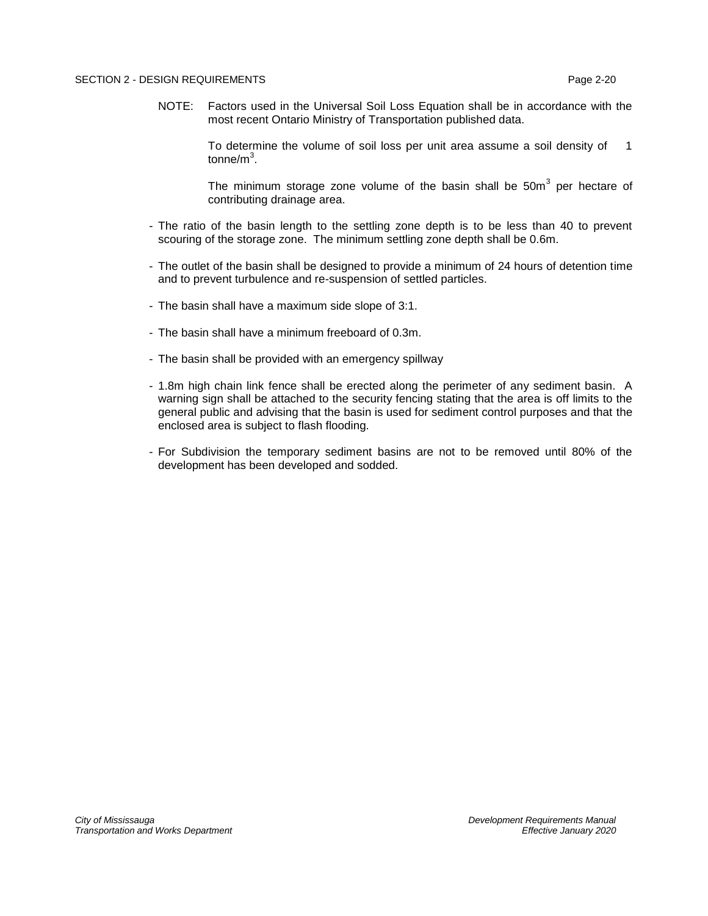NOTE: Factors used in the Universal Soil Loss Equation shall be in accordance with the most recent Ontario Ministry of Transportation published data.

To determine the volume of soil loss per unit area assume a soil density of 1 tonne/$m^3$.

The minimum storage zone volume of the basin shall be 50$m^3$ per hectare of contributing drainage area.

- The ratio of the basin length to the settling zone depth is to be less than 40 to prevent scouring of the storage zone. The minimum settling zone depth shall be 0.6m.
- The outlet of the basin shall be designed to provide a minimum of 24 hours of detention time and to prevent turbulence and re-suspension of settled particles.
- The basin shall have a maximum side slope of 3:1.
- The basin shall have a minimum freeboard of 0.3m.
- The basin shall be provided with an emergency spillway
- 1.8m high chain link fence shall be erected along the perimeter of any sediment basin. A warning sign shall be attached to the security fencing stating that the area is off limits to the general public and advising that the basin is used for sediment control purposes and that the enclosed area is subject to flash flooding.
- For Subdivision the temporary sediment basins are not to be removed until 80% of the development has been developed and sodded.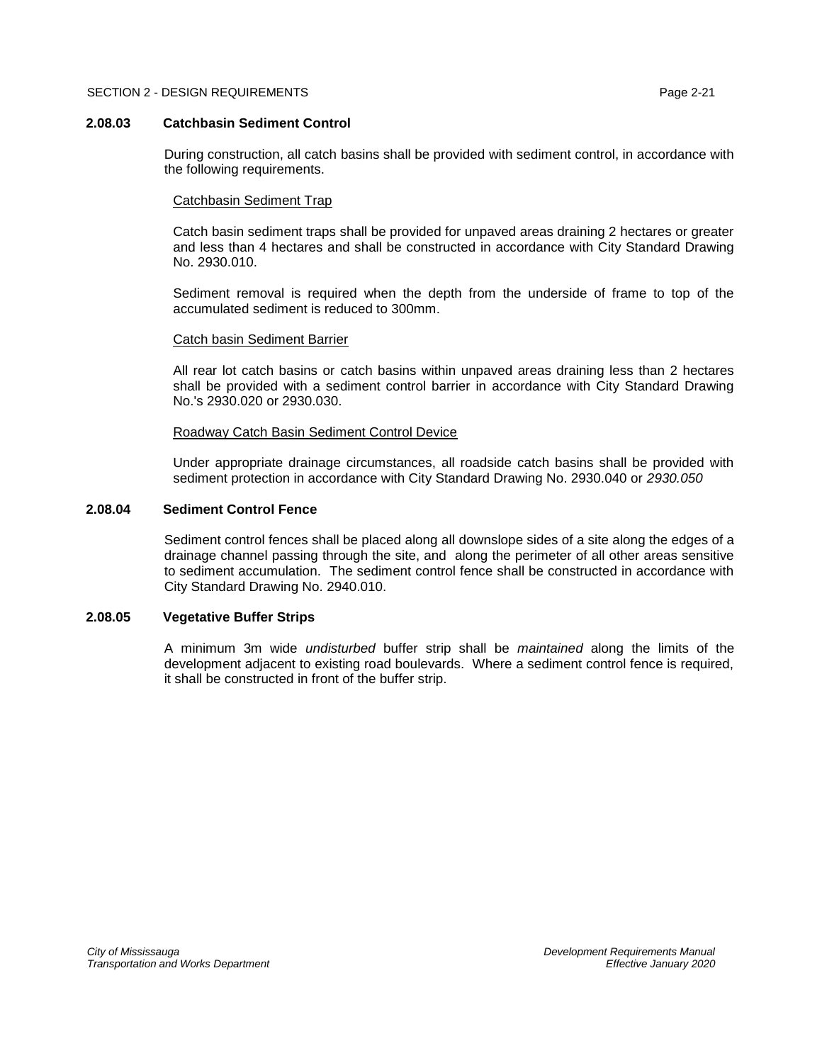### 2.08.03 Catchbasin Sediment Control

During construction, all catch basins shall be provided with sediment control, in accordance with the following requirements.

Catchbasin Sediment Trap

Catch basin sediment traps shall be provided for unpaved areas draining 2 hectares or greater and less than 4 hectares and shall be constructed in accordance with City Standard Drawing No. 2930.010.

Sediment removal is required when the depth from the underside of frame to top of the accumulated sediment is reduced to 300mm.

Catch basin Sediment Barrier

All rear lot catch basins or catch basins within unpaved areas draining less than 2 hectares shall be provided with a sediment control barrier in accordance with City Standard Drawing No.'s 2930.020 or 2930.030.

Roadway Catch Basin Sediment Control Device

Under appropriate drainage circumstances, all roadside catch basins shall be provided with sediment protection in accordance with City Standard Drawing No. 2930.040 or *2930.050*

### 2.08.04 Sediment Control Fence

Sediment control fences shall be placed along all downslope sides of a site along the edges of a drainage channel passing through the site, and along the perimeter of all other areas sensitive to sediment accumulation. The sediment control fence shall be constructed in accordance with City Standard Drawing No. 2940.010.

### 2.08.05 Vegetative Buffer Strips

A minimum 3m wide *undisturbed* buffer strip shall be *maintained* along the limits of the development adjacent to existing road boulevards. Where a sediment control fence is required, it shall be constructed in front of the buffer strip.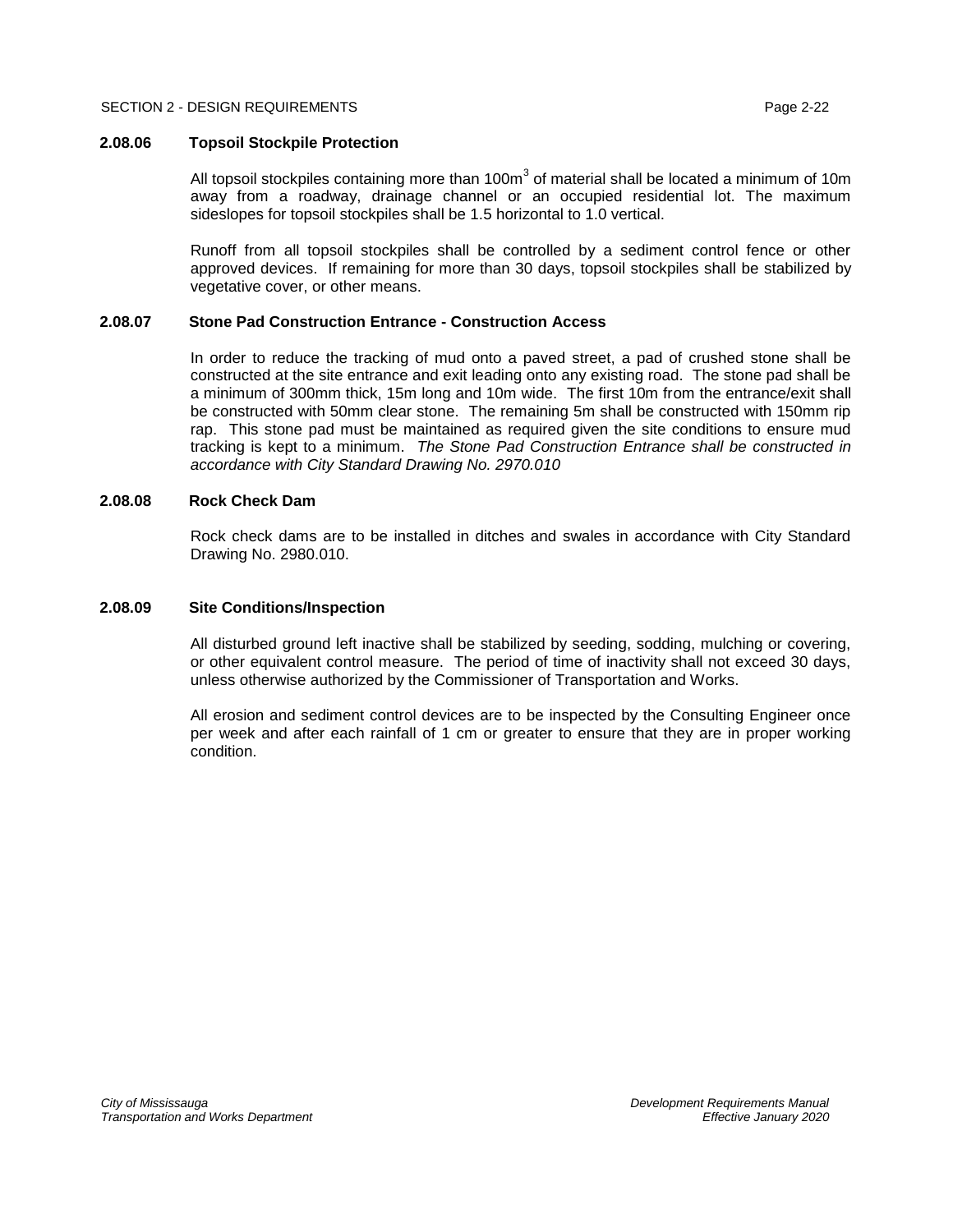### 2.08.06 Topsoil Stockpile Protection

All topsoil stockpiles containing more than $100m^3$ of material shall be located a minimum of 10m away from a roadway, drainage channel or an occupied residential lot. The maximum sideslopes for topsoil stockpiles shall be 1.5 horizontal to 1.0 vertical.

Runoff from all topsoil stockpiles shall be controlled by a sediment control fence or other approved devices. If remaining for more than 30 days, topsoil stockpiles shall be stabilized by vegetative cover, or other means.

### 2.08.07 Stone Pad Construction Entrance - Construction Access

In order to reduce the tracking of mud onto a paved street, a pad of crushed stone shall be constructed at the site entrance and exit leading onto any existing road. The stone pad shall be a minimum of 300mm thick, 15m long and 10m wide. The first 10m from the entrance/exit shall be constructed with 50mm clear stone. The remaining 5m shall be constructed with 150mm rip rap. This stone pad must be maintained as required given the site conditions to ensure mud tracking is kept to a minimum. *The Stone Pad Construction Entrance shall be constructed in accordance with City Standard Drawing No. 2970.010*

### 2.08.08 Rock Check Dam

Rock check dams are to be installed in ditches and swales in accordance with City Standard Drawing No. 2980.010.

### 2.08.09 Site Conditions/Inspection

All disturbed ground left inactive shall be stabilized by seeding, sodding, mulching or covering, or other equivalent control measure. The period of time of inactivity shall not exceed 30 days, unless otherwise authorized by the Commissioner of Transportation and Works.

All erosion and sediment control devices are to be inspected by the Consulting Engineer once per week and after each rainfall of 1 cm or greater to ensure that they are in proper working condition.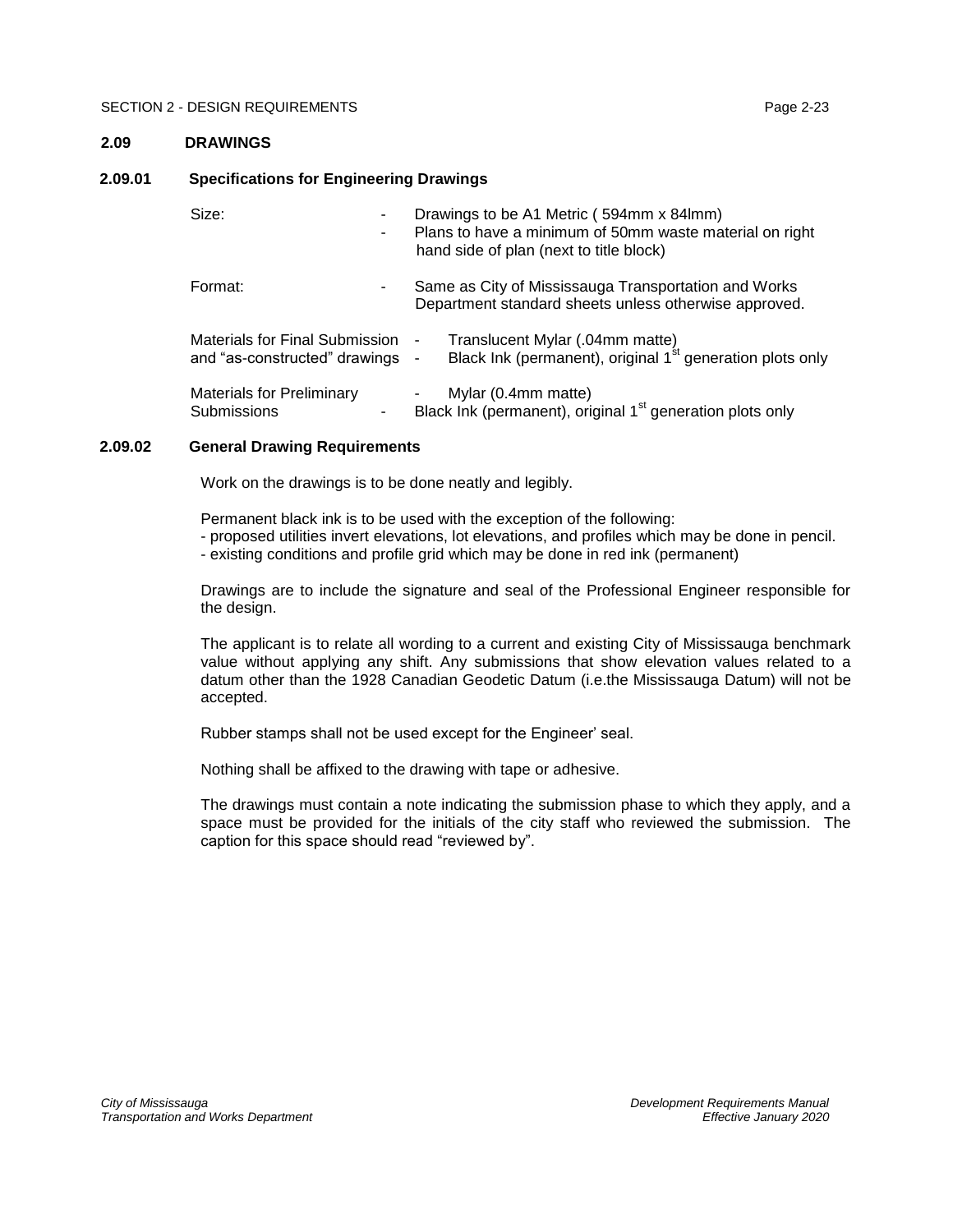## 2.09 DRAWINGS

### 2.09.01 Specifications for Engineering Drawings

| | |
|---|---|
| Size: | - Drawings to be A1 Metric ( 594mm x 84lmm)<br>- Plans to have a minimum of 50mm waste material on right hand side of plan (next to title block) |
| Format: | - Same as City of Mississauga Transportation and Works Department standard sheets unless otherwise approved. |
| Materials for Final Submission and "as-constructed" drawings | - Translucent Mylar (.04mm matte)<br>- Black Ink (permanent), original 1st generation plots only |
| Materials for Preliminary Submissions | - Mylar (0.4mm matte)<br>- Black Ink (permanent), original 1st generation plots only |

### 2.09.02 General Drawing Requirements

Work on the drawings is to be done neatly and legibly.

Permanent black ink is to be used with the exception of the following:
- proposed utilities invert elevations, lot elevations, and profiles which may be done in pencil.
- existing conditions and profile grid which may be done in red ink (permanent)

Drawings are to include the signature and seal of the Professional Engineer responsible for the design.

The applicant is to relate all wording to a current and existing City of Mississauga benchmark value without applying any shift. Any submissions that show elevation values related to a datum other than the 1928 Canadian Geodetic Datum (i.e.the Mississauga Datum) will not be accepted.

Rubber stamps shall not be used except for the Engineer' seal.

Nothing shall be affixed to the drawing with tape or adhesive.

The drawings must contain a note indicating the submission phase to which they apply, and a space must be provided for the initials of the city staff who reviewed the submission. The caption for this space should read "reviewed by".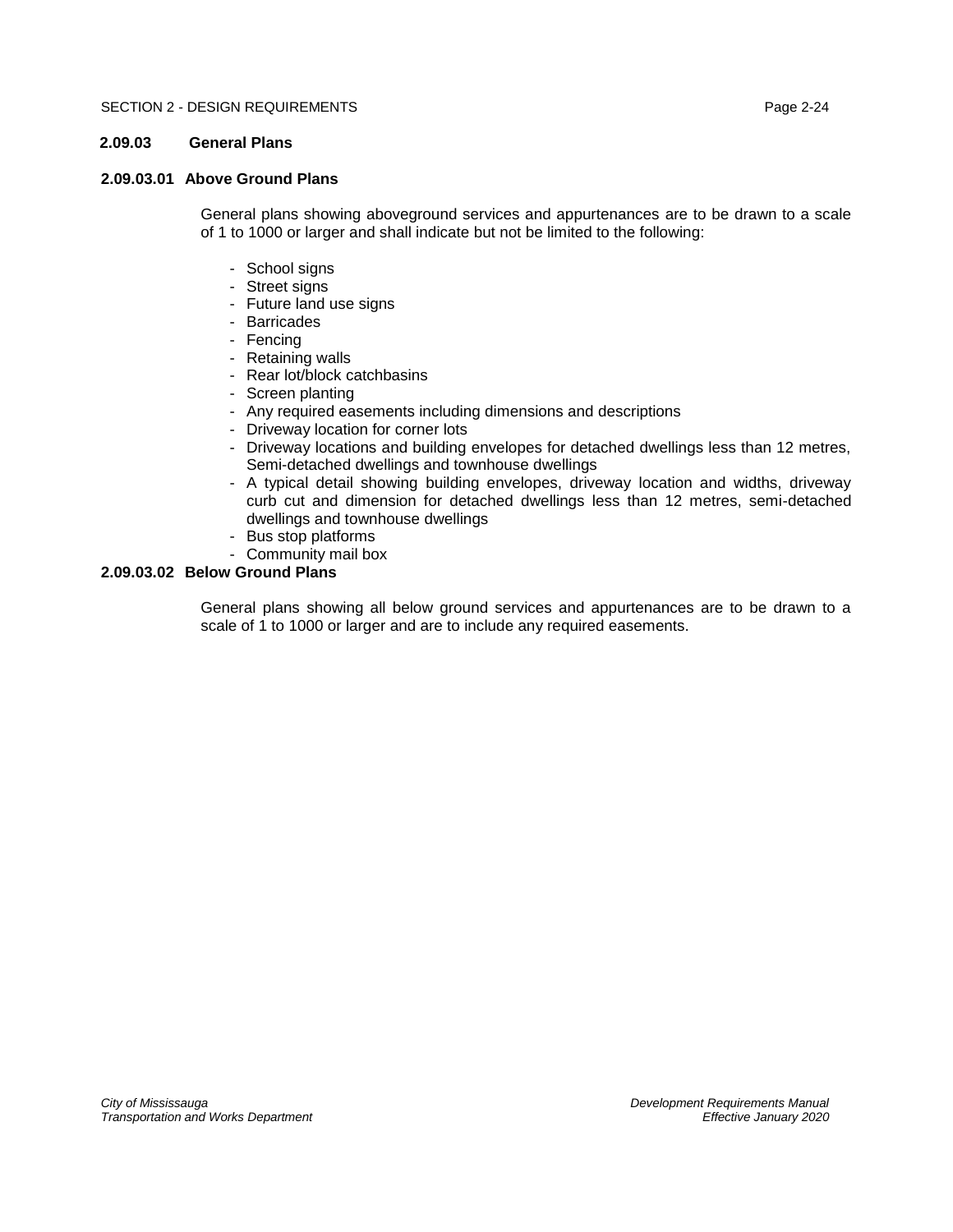### 2.09.03 General Plans

#### 2.09.03.01 Above Ground Plans

General plans showing aboveground services and appurtenances are to be drawn to a scale of 1 to 1000 or larger and shall indicate but not be limited to the following:

- School signs
- Street signs
- Future land use signs
- Barricades
- Fencing
- Retaining walls
- Rear lot/block catchbasins
- Screen planting
- Any required easements including dimensions and descriptions
- Driveway location for corner lots
- Driveway locations and building envelopes for detached dwellings less than 12 metres, Semi-detached dwellings and townhouse dwellings
- A typical detail showing building envelopes, driveway location and widths, driveway curb cut and dimension for detached dwellings less than 12 metres, semi-detached dwellings and townhouse dwellings
- Bus stop platforms
- Community mail box

#### 2.09.03.02 Below Ground Plans

General plans showing all below ground services and appurtenances are to be drawn to a scale of 1 to 1000 or larger and are to include any required easements.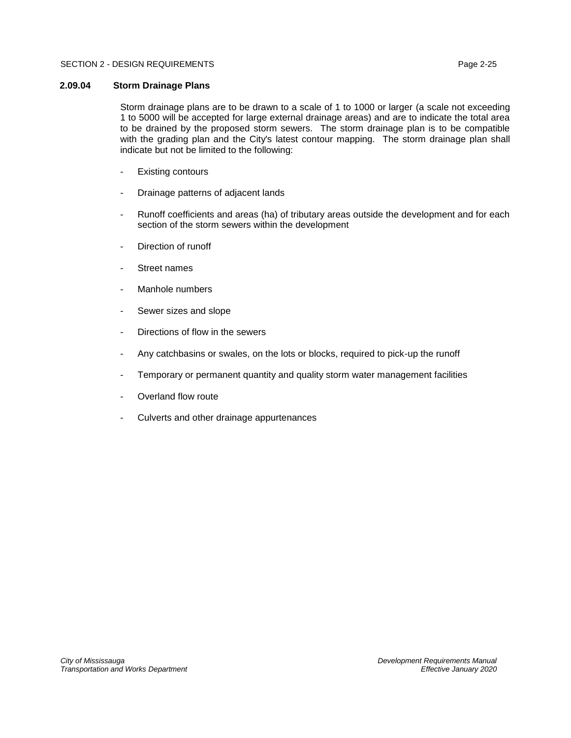### 2.09.04 Storm Drainage Plans

Storm drainage plans are to be drawn to a scale of 1 to 1000 or larger (a scale not exceeding 1 to 5000 will be accepted for large external drainage areas) and are to indicate the total area to be drained by the proposed storm sewers. The storm drainage plan is to be compatible with the grading plan and the City's latest contour mapping. The storm drainage plan shall indicate but not be limited to the following:

- Existing contours
- Drainage patterns of adjacent lands
- Runoff coefficients and areas (ha) of tributary areas outside the development and for each section of the storm sewers within the development
- Direction of runoff
- Street names
- Manhole numbers
- Sewer sizes and slope
- Directions of flow in the sewers
- Any catchbasins or swales, on the lots or blocks, required to pick-up the runoff
- Temporary or permanent quantity and quality storm water management facilities
- Overland flow route
- Culverts and other drainage appurtenances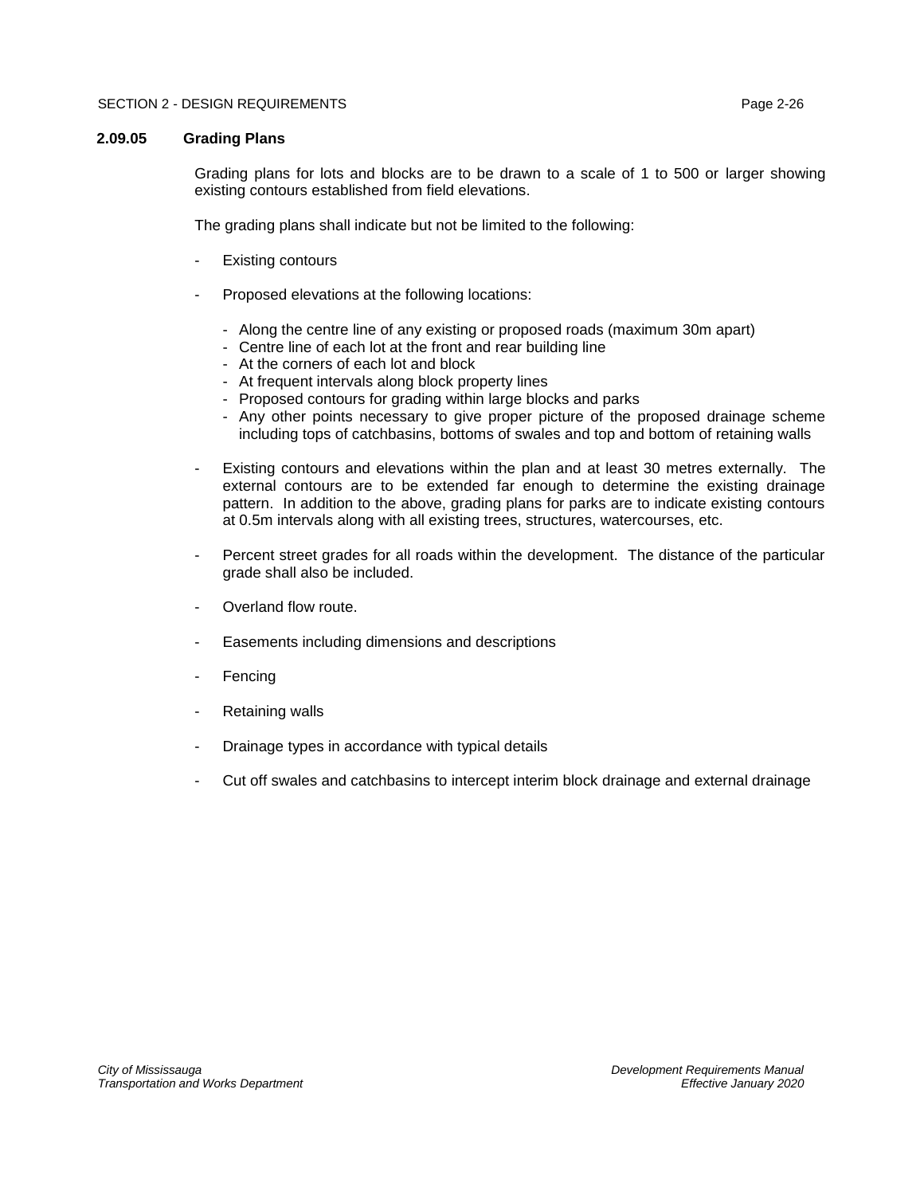### 2.09.05 Grading Plans

Grading plans for lots and blocks are to be drawn to a scale of 1 to 500 or larger showing existing contours established from field elevations.

The grading plans shall indicate but not be limited to the following:

- Existing contours
- Proposed elevations at the following locations:
  - Along the centre line of any existing or proposed roads (maximum 30m apart)
  - Centre line of each lot at the front and rear building line
  - At the corners of each lot and block
  - At frequent intervals along block property lines
  - Proposed contours for grading within large blocks and parks
  - Any other points necessary to give proper picture of the proposed drainage scheme including tops of catchbasins, bottoms of swales and top and bottom of retaining walls
- Existing contours and elevations within the plan and at least 30 metres externally. The external contours are to be extended far enough to determine the existing drainage pattern. In addition to the above, grading plans for parks are to indicate existing contours at 0.5m intervals along with all existing trees, structures, watercourses, etc.
- Percent street grades for all roads within the development. The distance of the particular grade shall also be included.
- Overland flow route.
- Easements including dimensions and descriptions
- Fencing
- Retaining walls
- Drainage types in accordance with typical details
- Cut off swales and catchbasins to intercept interim block drainage and external drainage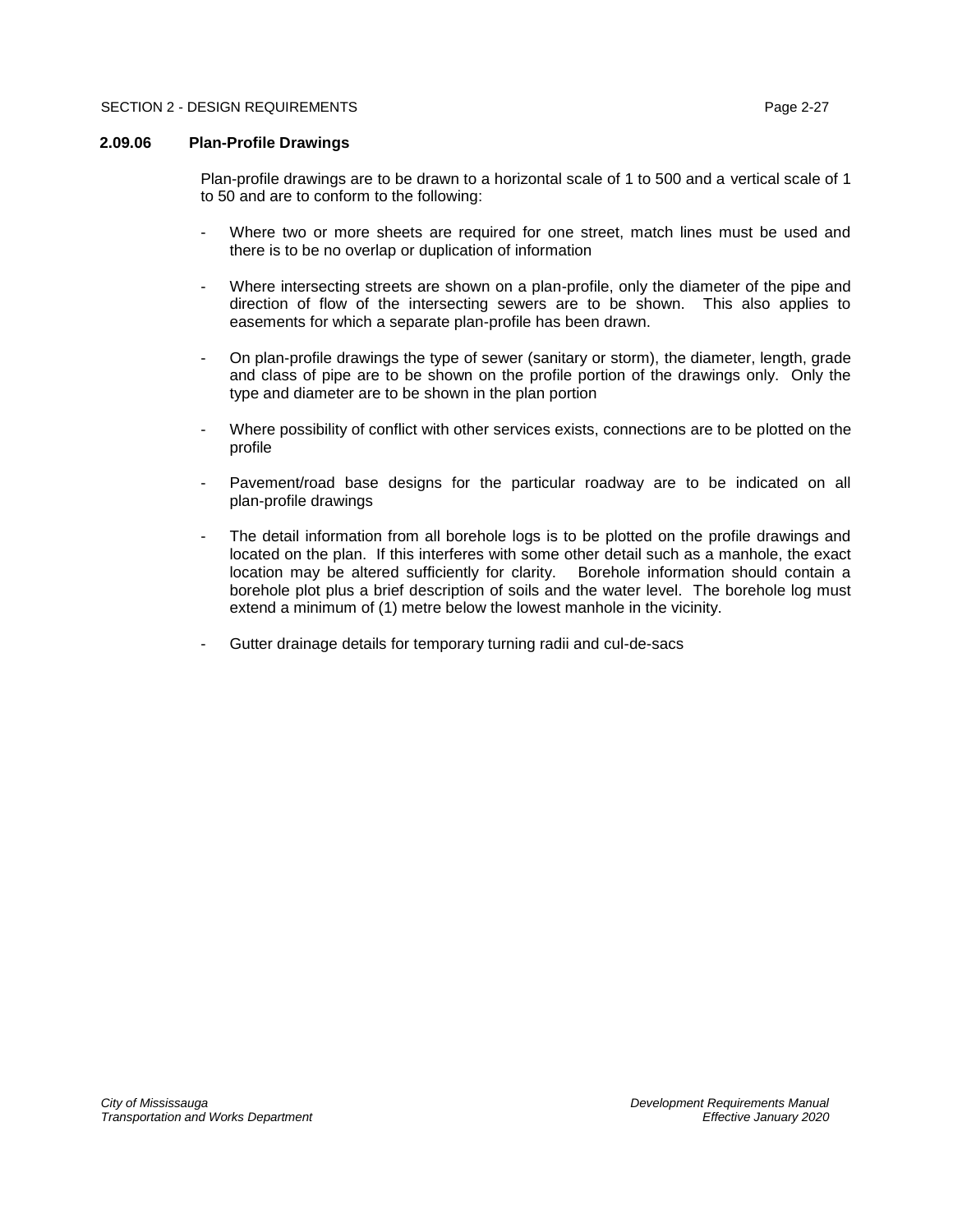### 2.09.06 Plan-Profile Drawings

Plan-profile drawings are to be drawn to a horizontal scale of 1 to 500 and a vertical scale of 1 to 50 and are to conform to the following:

- Where two or more sheets are required for one street, match lines must be used and there is to be no overlap or duplication of information

- Where intersecting streets are shown on a plan-profile, only the diameter of the pipe and direction of flow of the intersecting sewers are to be shown. This also applies to easements for which a separate plan-profile has been drawn.

- On plan-profile drawings the type of sewer (sanitary or storm), the diameter, length, grade and class of pipe are to be shown on the profile portion of the drawings only. Only the type and diameter are to be shown in the plan portion

- Where possibility of conflict with other services exists, connections are to be plotted on the profile

- Pavement/road base designs for the particular roadway are to be indicated on all plan-profile drawings

- The detail information from all borehole logs is to be plotted on the profile drawings and located on the plan. If this interferes with some other detail such as a manhole, the exact location may be altered sufficiently for clarity. Borehole information should contain a borehole plot plus a brief description of soils and the water level. The borehole log must extend a minimum of (1) metre below the lowest manhole in the vicinity.

- Gutter drainage details for temporary turning radii and cul-de-sacs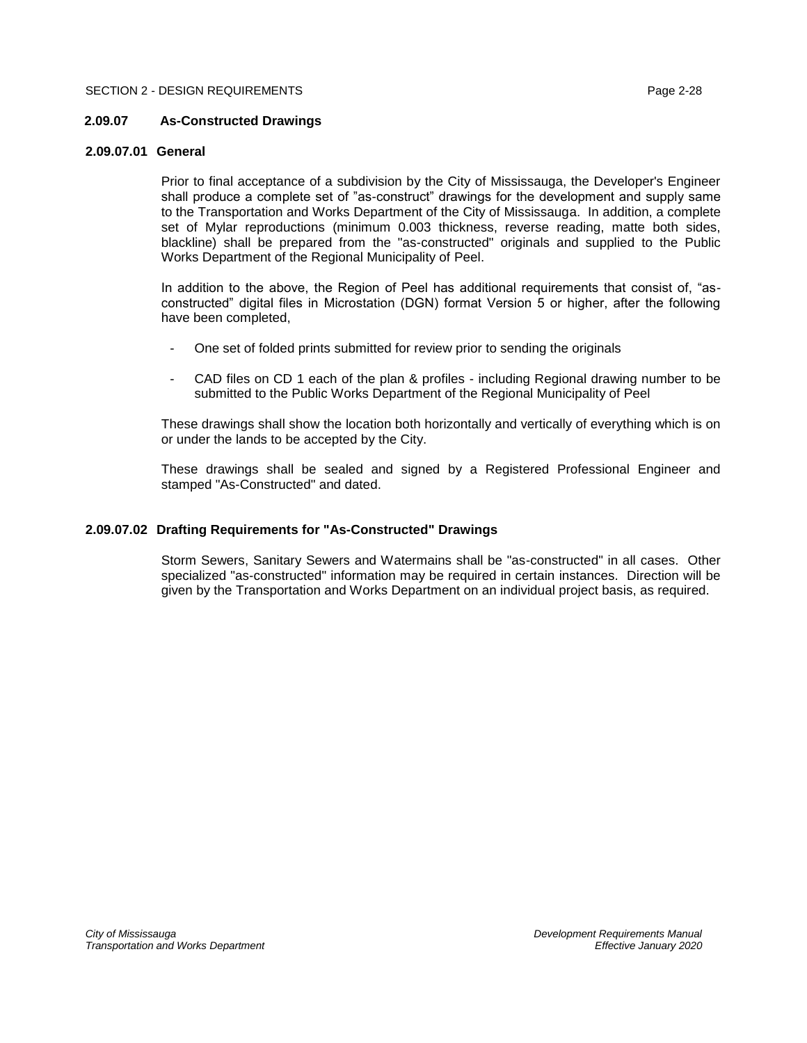### 2.09.07 As-Constructed Drawings

#### 2.09.07.01 General

Prior to final acceptance of a subdivision by the City of Mississauga, the Developer's Engineer shall produce a complete set of ”as-construct” drawings for the development and supply same to the Transportation and Works Department of the City of Mississauga. In addition, a complete set of Mylar reproductions (minimum 0.003 thickness, reverse reading, matte both sides, blackline) shall be prepared from the "as-constructed" originals and supplied to the Public Works Department of the Regional Municipality of Peel.

In addition to the above, the Region of Peel has additional requirements that consist of, “as-constructed” digital files in Microstation (DGN) format Version 5 or higher, after the following have been completed,

- One set of folded prints submitted for review prior to sending the originals
- CAD files on CD 1 each of the plan & profiles - including Regional drawing number to be submitted to the Public Works Department of the Regional Municipality of Peel

These drawings shall show the location both horizontally and vertically of everything which is on or under the lands to be accepted by the City.

These drawings shall be sealed and signed by a Registered Professional Engineer and stamped "As-Constructed" and dated.

#### 2.09.07.02 Drafting Requirements for "As-Constructed" Drawings

Storm Sewers, Sanitary Sewers and Watermains shall be "as-constructed" in all cases. Other specialized "as-constructed" information may be required in certain instances. Direction will be given by the Transportation and Works Department on an individual project basis, as required.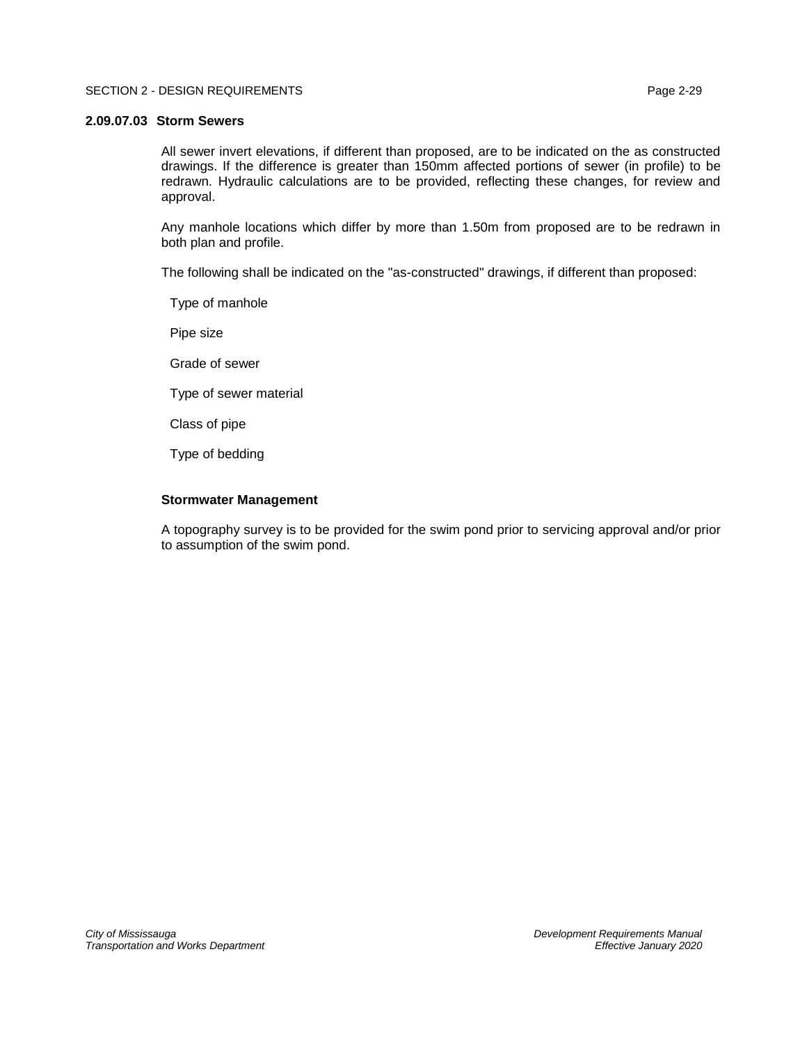#### 2.09.07.03 Storm Sewers

All sewer invert elevations, if different than proposed, are to be indicated on the as constructed drawings. If the difference is greater than 150mm affected portions of sewer (in profile) to be redrawn. Hydraulic calculations are to be provided, reflecting these changes, for review and approval.

Any manhole locations which differ by more than 1.50m from proposed are to be redrawn in both plan and profile.

The following shall be indicated on the "as-constructed" drawings, if different than proposed:

Type of manhole

Pipe size

Grade of sewer

Type of sewer material

Class of pipe

Type of bedding

**Stormwater Management**

A topography survey is to be provided for the swim pond prior to servicing approval and/or prior to assumption of the swim pond.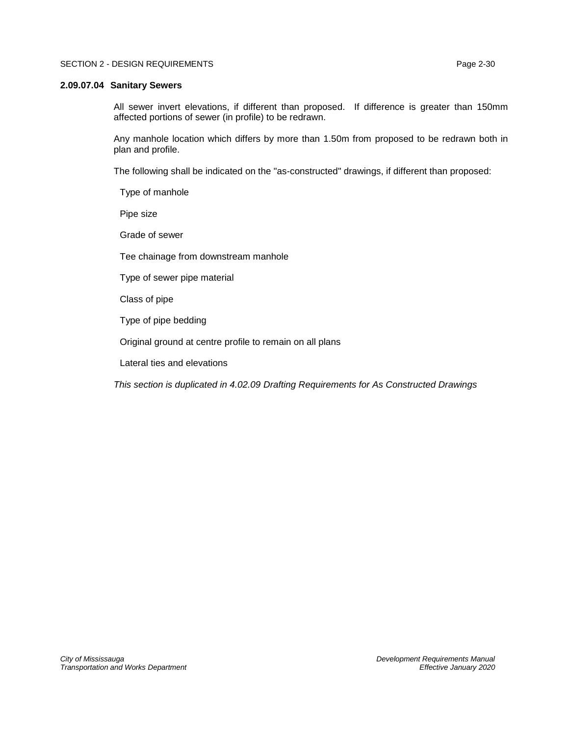#### 2.09.07.04 Sanitary Sewers

All sewer invert elevations, if different than proposed. If difference is greater than 150mm affected portions of sewer (in profile) to be redrawn.

Any manhole location which differs by more than 1.50m from proposed to be redrawn both in plan and profile.

The following shall be indicated on the "as-constructed" drawings, if different than proposed:

Type of manhole

Pipe size

Grade of sewer

Tee chainage from downstream manhole

Type of sewer pipe material

Class of pipe

Type of pipe bedding

Original ground at centre profile to remain on all plans

Lateral ties and elevations

*This section is duplicated in 4.02.09 Drafting Requirements for As Constructed Drawings*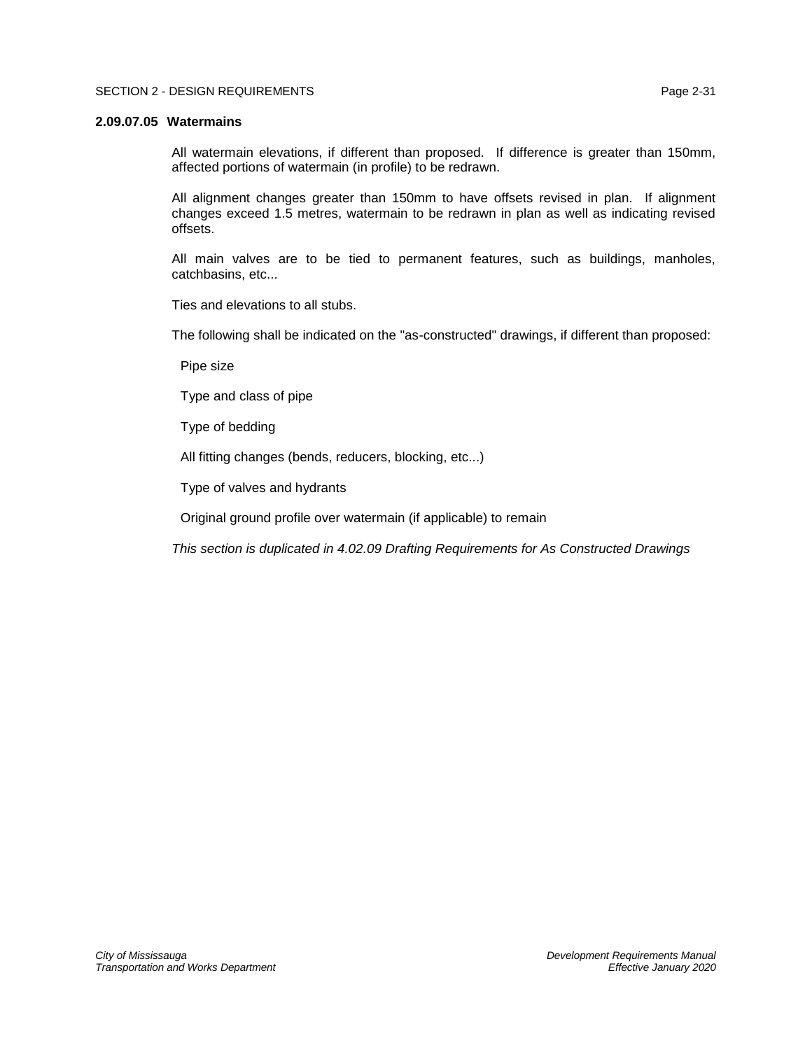### 2.09.07.05 Watermains

All watermain elevations, if different than proposed. If difference is greater than 150mm, affected portions of watermain (in profile) to be redrawn.

All alignment changes greater than 150mm to have offsets revised in plan. If alignment changes exceed 1.5 metres, watermain to be redrawn in plan as well as indicating revised offsets.

All main valves are to be tied to permanent features, such as buildings, manholes, catchbasins, etc...

Ties and elevations to all stubs.

The following shall be indicated on the "as-constructed" drawings, if different than proposed:

- Pipe size
- Type and class of pipe
- Type of bedding
- All fitting changes (bends, reducers, blocking, etc...)
- Type of valves and hydrants
- Original ground profile over watermain (if applicable) to remain

*This section is duplicated in 4.02.09 Drafting Requirements for As Constructed Drawings*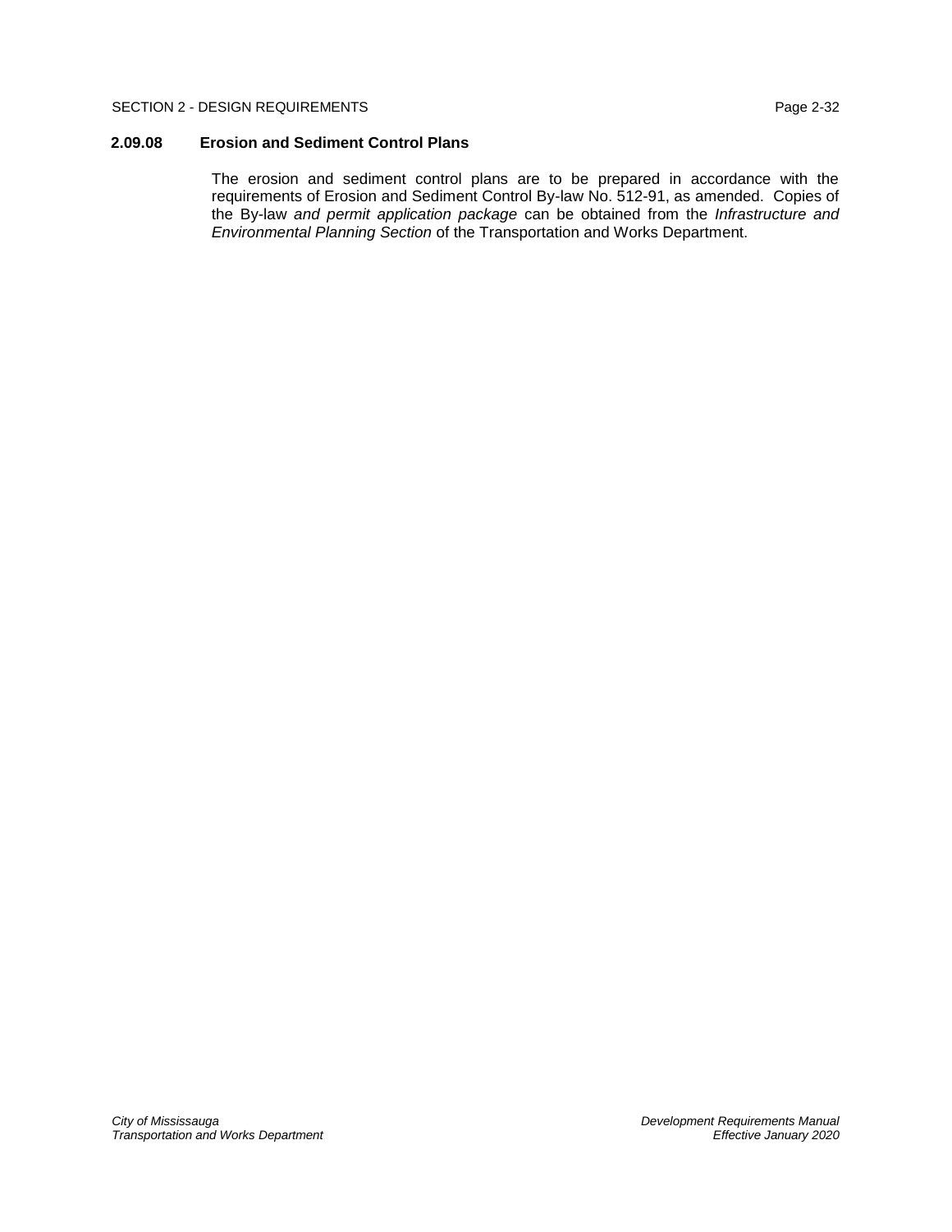### 2.09.08 Erosion and Sediment Control Plans

The erosion and sediment control plans are to be prepared in accordance with the requirements of Erosion and Sediment Control By-law No. 512-91, as amended. Copies of the By-law *and permit application package* can be obtained from the *Infrastructure and Environmental Planning Section* of the Transportation and Works Department.